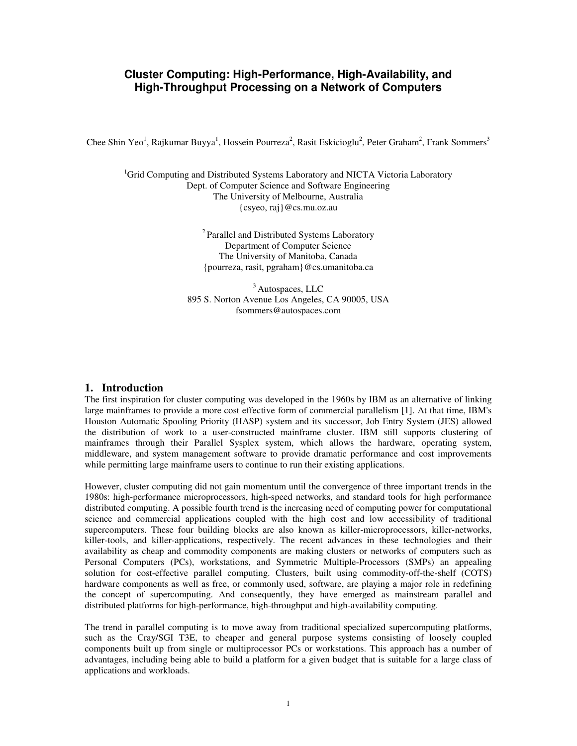# Cluster Computing: High-Performance, High-Availability, and High-Throughput Processing on a Network of Computers

Chee Shin Yeo[1], Rajkumar Buyya[1], Hossein Pourreza[2], Rasit Eskicioglu[2], Peter Graham[2], Frank Sommers[3]

[1]Grid Computing and Distributed Systems Laboratory and NICTA Victoria Laboratory
Dept. of Computer Science and Software Engineering
The University of Melbourne, Australia
{csyeo, raj}@cs.mu.oz.au

[2] Parallel and Distributed Systems Laboratory
Department of Computer Science
The University of Manitoba, Canada
{pourreza, rasit, pgraham}@cs.umanitoba.ca

[3] Autospaces, LLC
895 S. Norton Avenue Los Angeles, CA 90005, USA
fsommers@autospaces.com

## 1. Introduction

The first inspiration for cluster computing was developed in the 1960s by IBM as an alternative of linking large mainframes to provide a more cost effective form of commercial parallelism [1]. At that time, IBM's Houston Automatic Spooling Priority (HASP) system and its successor, Job Entry System (JES) allowed the distribution of work to a user-constructed mainframe cluster. IBM still supports clustering of mainframes through their Parallel Sysplex system, which allows the hardware, operating system, middleware, and system management software to provide dramatic performance and cost improvements while permitting large mainframe users to continue to run their existing applications.

However, cluster computing did not gain momentum until the convergence of three important trends in the 1980s: high-performance microprocessors, high-speed networks, and standard tools for high performance distributed computing. A possible fourth trend is the increasing need of computing power for computational science and commercial applications coupled with the high cost and low accessibility of traditional supercomputers. These four building blocks are also known as killer-microprocessors, killer-networks, killer-tools, and killer-applications, respectively. The recent advances in these technologies and their availability as cheap and commodity components are making clusters or networks of computers such as Personal Computers (PCs), workstations, and Symmetric Multiple-Processors (SMPs) an appealing solution for cost-effective parallel computing. Clusters, built using commodity-off-the-shelf (COTS) hardware components as well as free, or commonly used, software, are playing a major role in redefining the concept of supercomputing. And consequently, they have emerged as mainstream parallel and distributed platforms for high-performance, high-throughput and high-availability computing.

The trend in parallel computing is to move away from traditional specialized supercomputing platforms, such as the Cray/SGI T3E, to cheaper and general purpose systems consisting of loosely coupled components built up from single or multiprocessor PCs or workstations. This approach has a number of advantages, including being able to build a platform for a given budget that is suitable for a large class of applications and workloads.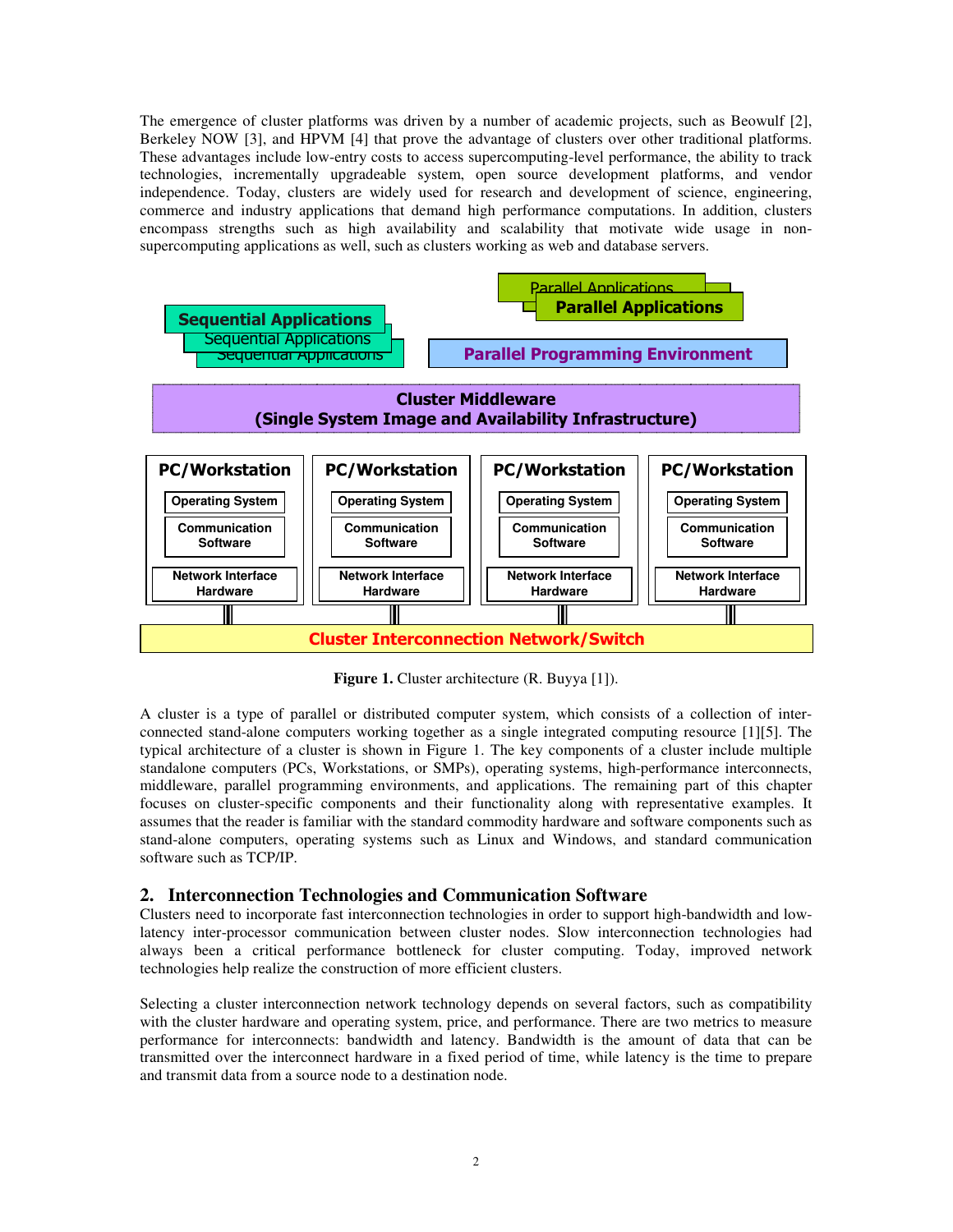The emergence of cluster platforms was driven by a number of academic projects, such as Beowulf [2], Berkeley NOW [3], and HPVM [4] that prove the advantage of clusters over other traditional platforms. These advantages include low-entry costs to access supercomputing-level performance, the ability to track technologies, incrementally upgradeable system, open source development platforms, and vendor independence. Today, clusters are widely used for research and development of science, engineering, commerce and industry applications that demand high performance computations. In addition, clusters encompass strengths such as high availability and scalability that motivate wide usage in non-supercomputing applications as well, such as clusters working as web and database servers.

**Figure 1.** Cluster architecture (R. Buyya [1]).

A cluster is a type of parallel or distributed computer system, which consists of a collection of inter-connected stand-alone computers working together as a single integrated computing resource [1][5]. The typical architecture of a cluster is shown in Figure 1. The key components of a cluster include multiple standalone computers (PCs, Workstations, or SMPs), operating systems, high-performance interconnects, middleware, parallel programming environments, and applications. The remaining part of this chapter focuses on cluster-specific components and their functionality along with representative examples. It assumes that the reader is familiar with the standard commodity hardware and software components such as stand-alone computers, operating systems such as Linux and Windows, and standard communication software such as TCP/IP.

## 2. Interconnection Technologies and Communication Software

Clusters need to incorporate fast interconnection technologies in order to support high-bandwidth and low-latency inter-processor communication between cluster nodes. Slow interconnection technologies had always been a critical performance bottleneck for cluster computing. Today, improved network technologies help realize the construction of more efficient clusters.

Selecting a cluster interconnection network technology depends on several factors, such as compatibility with the cluster hardware and operating system, price, and performance. There are two metrics to measure performance for interconnects: bandwidth and latency. Bandwidth is the amount of data that can be transmitted over the interconnect hardware in a fixed period of time, while latency is the time to prepare and transmit data from a source node to a destination node.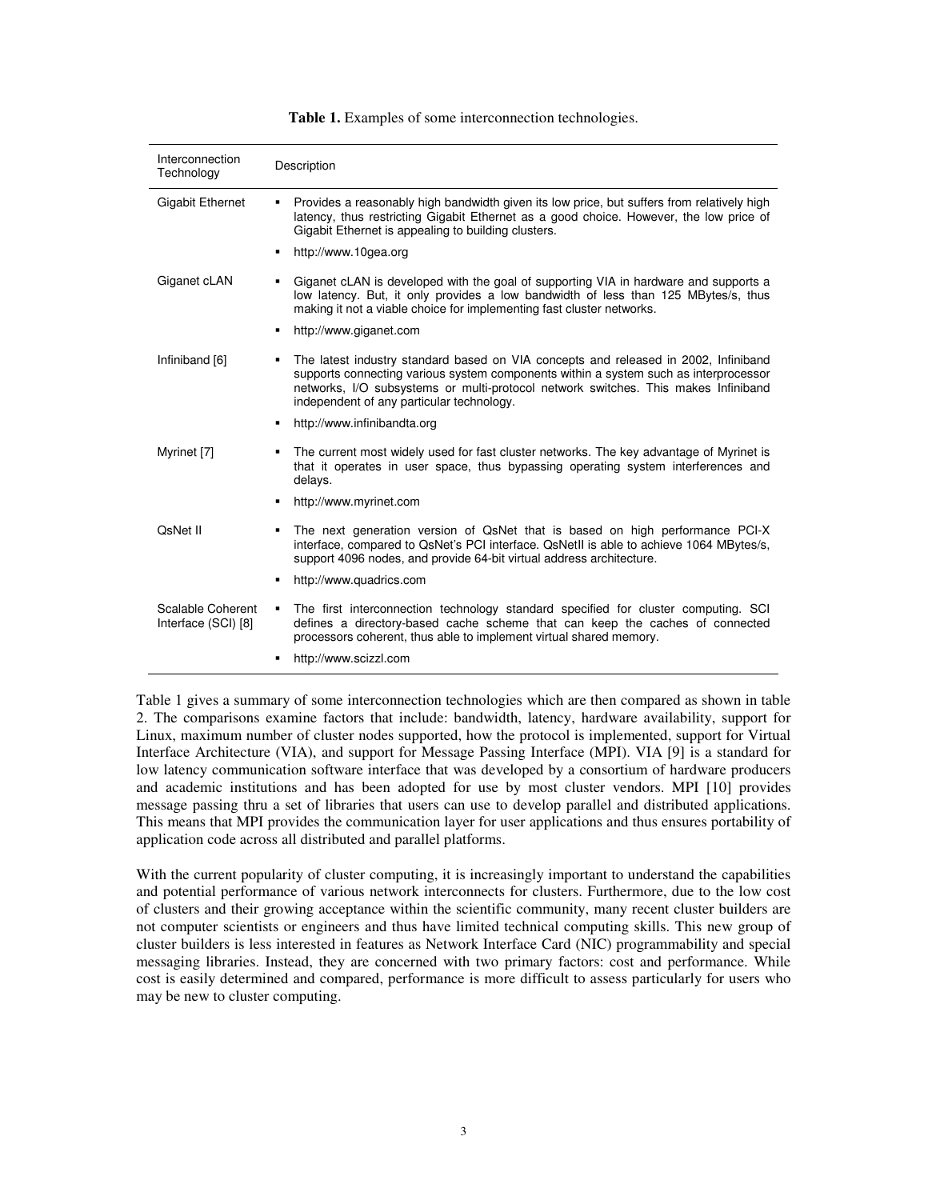**Table 1.** Examples of some interconnection technologies.

| Interconnection Technology | Description |
|---|---|
| Gigabit Ethernet | ▪ Provides a reasonably high bandwidth given its low price, but suffers from relatively high latency, thus restricting Gigabit Ethernet as a good choice. However, the low price of Gigabit Ethernet is appealing to building clusters.<br>▪ http://www.10gea.org |
| Giganet cLAN | ▪ Giganet cLAN is developed with the goal of supporting VIA in hardware and supports a low latency. But, it only provides a low bandwidth of less than 125 MBytes/s, thus making it not a viable choice for implementing fast cluster networks.<br>▪ http://www.giganet.com |
| Infiniband [6] | ▪ The latest industry standard based on VIA concepts and released in 2002, Infiniband supports connecting various system components within a system such as interprocessor networks, I/O subsystems or multi-protocol network switches. This makes Infiniband independent of any particular technology.<br>▪ http://www.infinibandta.org |
| Myrinet [7] | ▪ The current most widely used for fast cluster networks. The key advantage of Myrinet is that it operates in user space, thus bypassing operating system interferences and delays.<br>▪ http://www.myrinet.com |
| QsNet II | ▪ The next generation version of QsNet that is based on high performance PCI-X interface, compared to QsNet's PCI interface. QsNetII is able to achieve 1064 MBytes/s, support 4096 nodes, and provide 64-bit virtual address architecture.<br>▪ http://www.quadrics.com |
| Scalable Coherent Interface (SCI) [8] | ▪ The first interconnection technology standard specified for cluster computing. SCI defines a directory-based cache scheme that can keep the caches of connected processors coherent, thus able to implement virtual shared memory.<br>▪ http://www.scizzl.com |

Table 1 gives a summary of some interconnection technologies which are then compared as shown in table 2. The comparisons examine factors that include: bandwidth, latency, hardware availability, support for Linux, maximum number of cluster nodes supported, how the protocol is implemented, support for Virtual Interface Architecture (VIA), and support for Message Passing Interface (MPI). VIA [9] is a standard for low latency communication software interface that was developed by a consortium of hardware producers and academic institutions and has been adopted for use by most cluster vendors. MPI [10] provides message passing thru a set of libraries that users can use to develop parallel and distributed applications. This means that MPI provides the communication layer for user applications and thus ensures portability of application code across all distributed and parallel platforms.

With the current popularity of cluster computing, it is increasingly important to understand the capabilities and potential performance of various network interconnects for clusters. Furthermore, due to the low cost of clusters and their growing acceptance within the scientific community, many recent cluster builders are not computer scientists or engineers and thus have limited technical computing skills. This new group of cluster builders is less interested in features as Network Interface Card (NIC) programmability and special messaging libraries. Instead, they are concerned with two primary factors: cost and performance. While cost is easily determined and compared, performance is more difficult to assess particularly for users who may be new to cluster computing.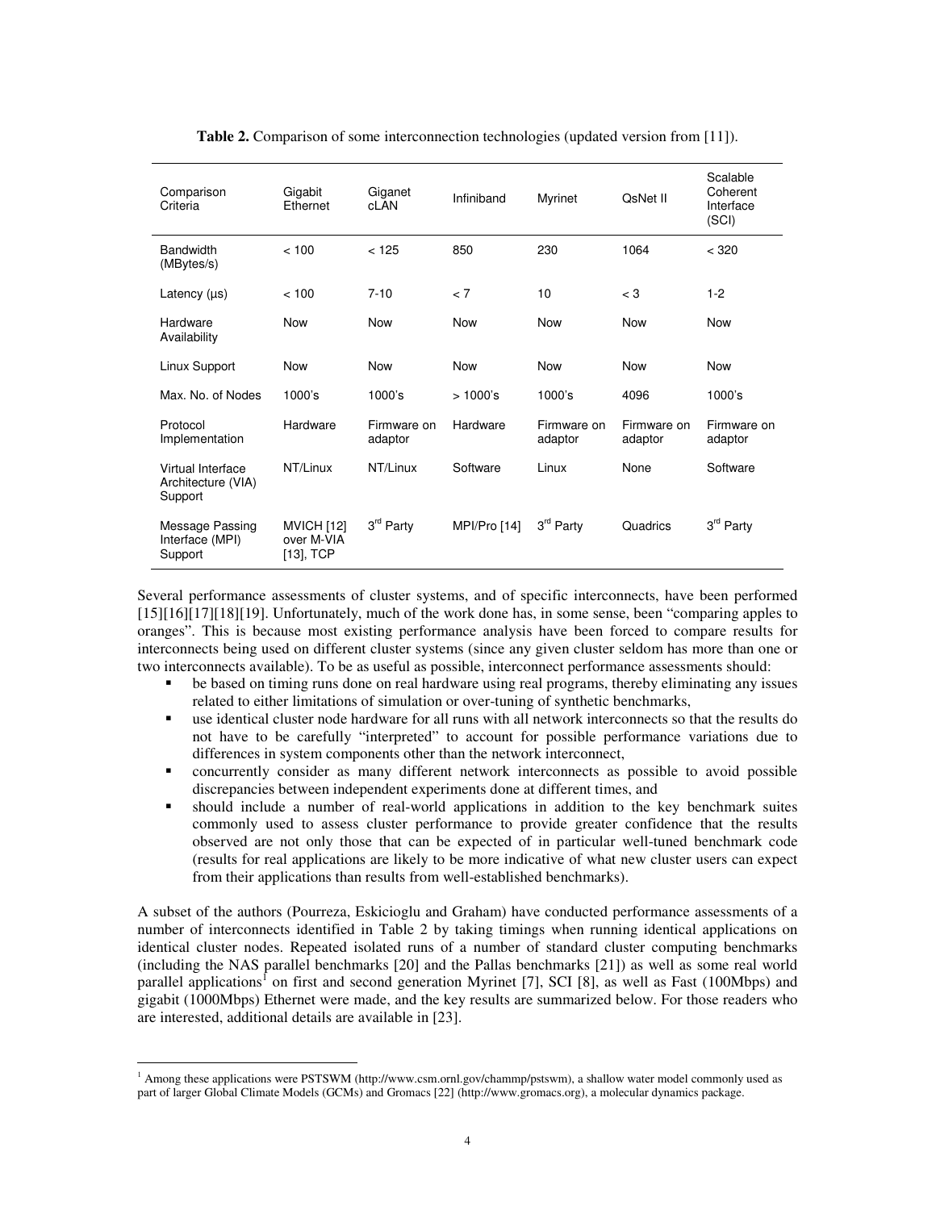**Table 2.** Comparison of some interconnection technologies (updated version from [11]).

| Comparison Criteria | Gigabit Ethernet | Giganet cLAN | Infiniband | Myrinet | QsNet II | Scalable Coherent Interface (SCI) |
|---|---|---|---|---|---|---|
| Bandwidth (MBytes/s) | < 100 | < 125 | 850 | 230 | 1064 | < 320 |
| Latency (μs) | < 100 | 7-10 | < 7 | 10 | < 3 | 1-2 |
| Hardware Availability | Now | Now | Now | Now | Now | Now |
| Linux Support | Now | Now | Now | Now | Now | Now |
| Max. No. of Nodes | 1000's | 1000's | > 1000's | 1000's | 4096 | 1000's |
| Protocol Implementation | Hardware | Firmware on adaptor | Hardware | Firmware on adaptor | Firmware on adaptor | Firmware on adaptor |
| Virtual Interface Architecture (VIA) Support | NT/Linux | NT/Linux | Software | Linux | None | Software |
| Message Passing Interface (MPI) Support | MVICH [12] over M-VIA [13], TCP | 3rd Party | MPI/Pro [14] | 3rd Party | Quadrics | 3rd Party |

Several performance assessments of cluster systems, and of specific interconnects, have been performed [15][16][17][18][19]. Unfortunately, much of the work done has, in some sense, been "comparing apples to oranges". This is because most existing performance analysis have been forced to compare results for interconnects being used on different cluster systems (since any given cluster seldom has more than one or two interconnects available). To be as useful as possible, interconnect performance assessments should:

- be based on timing runs done on real hardware using real programs, thereby eliminating any issues related to either limitations of simulation or over-tuning of synthetic benchmarks,
- use identical cluster node hardware for all runs with all network interconnects so that the results do not have to be carefully "interpreted" to account for possible performance variations due to differences in system components other than the network interconnect,
- concurrently consider as many different network interconnects as possible to avoid possible discrepancies between independent experiments done at different times, and
- should include a number of real-world applications in addition to the key benchmark suites commonly used to assess cluster performance to provide greater confidence that the results observed are not only those that can be expected of in particular well-tuned benchmark code (results for real applications are likely to be more indicative of what new cluster users can expect from their applications than results from well-established benchmarks).

A subset of the authors (Pourreza, Eskicioglu and Graham) have conducted performance assessments of a number of interconnects identified in Table 2 by taking timings when running identical applications on identical cluster nodes. Repeated isolated runs of a number of standard cluster computing benchmarks (including the NAS parallel benchmarks [20] and the Pallas benchmarks [21]) as well as some real world parallel applications[1] on first and second generation Myrinet [7], SCI [8], as well as Fast (100Mbps) and gigabit (1000Mbps) Ethernet were made, and the key results are summarized below. For those readers who are interested, additional details are available in [23].

[1] Among these applications were PSTSWM (http://www.csm.ornl.gov/chammp/pstswm), a shallow water model commonly used as part of larger Global Climate Models (GCMs) and Gromacs [22] (http://www.gromacs.org), a molecular dynamics package.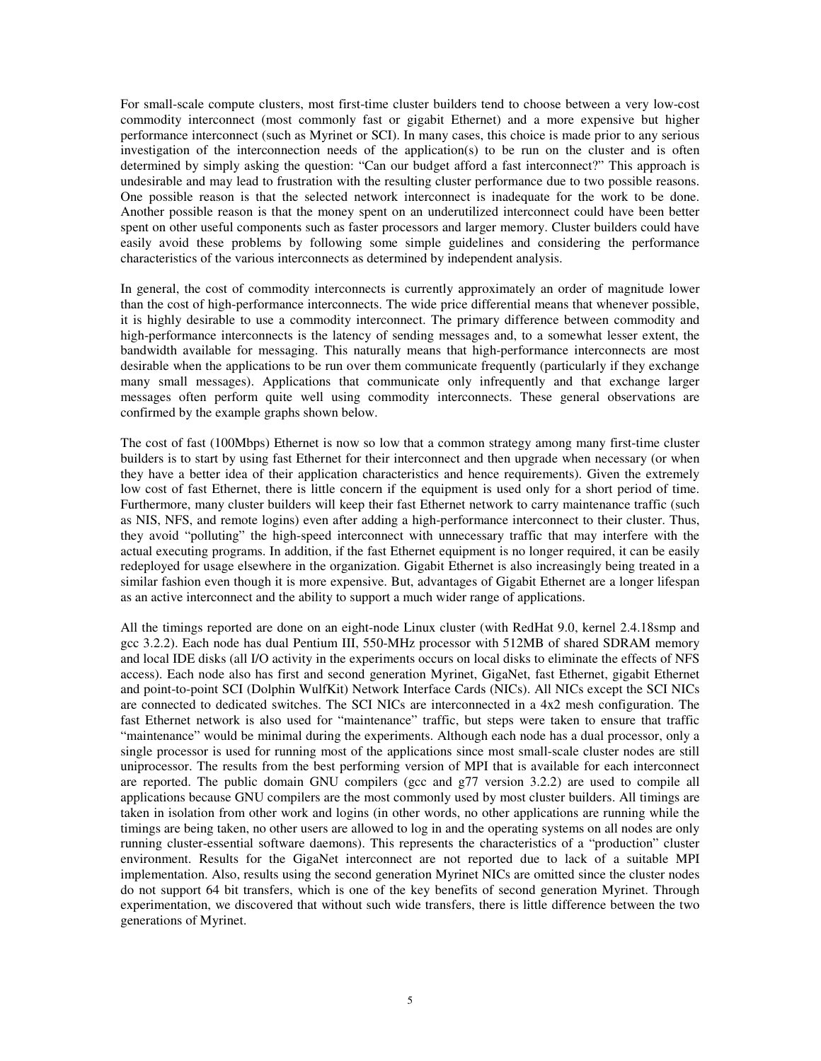For small-scale compute clusters, most first-time cluster builders tend to choose between a very low-cost commodity interconnect (most commonly fast or gigabit Ethernet) and a more expensive but higher performance interconnect (such as Myrinet or SCI). In many cases, this choice is made prior to any serious investigation of the interconnection needs of the application(s) to be run on the cluster and is often determined by simply asking the question: "Can our budget afford a fast interconnect?" This approach is undesirable and may lead to frustration with the resulting cluster performance due to two possible reasons. One possible reason is that the selected network interconnect is inadequate for the work to be done. Another possible reason is that the money spent on an underutilized interconnect could have been better spent on other useful components such as faster processors and larger memory. Cluster builders could have easily avoid these problems by following some simple guidelines and considering the performance characteristics of the various interconnects as determined by independent analysis.

In general, the cost of commodity interconnects is currently approximately an order of magnitude lower than the cost of high-performance interconnects. The wide price differential means that whenever possible, it is highly desirable to use a commodity interconnect. The primary difference between commodity and high-performance interconnects is the latency of sending messages and, to a somewhat lesser extent, the bandwidth available for messaging. This naturally means that high-performance interconnects are most desirable when the applications to be run over them communicate frequently (particularly if they exchange many small messages). Applications that communicate only infrequently and that exchange larger messages often perform quite well using commodity interconnects. These general observations are confirmed by the example graphs shown below.

The cost of fast (100Mbps) Ethernet is now so low that a common strategy among many first-time cluster builders is to start by using fast Ethernet for their interconnect and then upgrade when necessary (or when they have a better idea of their application characteristics and hence requirements). Given the extremely low cost of fast Ethernet, there is little concern if the equipment is used only for a short period of time. Furthermore, many cluster builders will keep their fast Ethernet network to carry maintenance traffic (such as NIS, NFS, and remote logins) even after adding a high-performance interconnect to their cluster. Thus, they avoid "polluting" the high-speed interconnect with unnecessary traffic that may interfere with the actual executing programs. In addition, if the fast Ethernet equipment is no longer required, it can be easily redeployed for usage elsewhere in the organization. Gigabit Ethernet is also increasingly being treated in a similar fashion even though it is more expensive. But, advantages of Gigabit Ethernet are a longer lifespan as an active interconnect and the ability to support a much wider range of applications.

All the timings reported are done on an eight-node Linux cluster (with RedHat 9.0, kernel 2.4.18smp and gcc 3.2.2). Each node has dual Pentium III, 550-MHz processor with 512MB of shared SDRAM memory and local IDE disks (all I/O activity in the experiments occurs on local disks to eliminate the effects of NFS access). Each node also has first and second generation Myrinet, GigaNet, fast Ethernet, gigabit Ethernet and point-to-point SCI (Dolphin WulfKit) Network Interface Cards (NICs). All NICs except the SCI NICs are connected to dedicated switches. The SCI NICs are interconnected in a 4x2 mesh configuration. The fast Ethernet network is also used for "maintenance" traffic, but steps were taken to ensure that traffic "maintenance" would be minimal during the experiments. Although each node has a dual processor, only a single processor is used for running most of the applications since most small-scale cluster nodes are still uniprocessor. The results from the best performing version of MPI that is available for each interconnect are reported. The public domain GNU compilers (gcc and g77 version 3.2.2) are used to compile all applications because GNU compilers are the most commonly used by most cluster builders. All timings are taken in isolation from other work and logins (in other words, no other applications are running while the timings are being taken, no other users are allowed to log in and the operating systems on all nodes are only running cluster-essential software daemons). This represents the characteristics of a "production" cluster environment. Results for the GigaNet interconnect are not reported due to lack of a suitable MPI implementation. Also, results using the second generation Myrinet NICs are omitted since the cluster nodes do not support 64 bit transfers, which is one of the key benefits of second generation Myrinet. Through experimentation, we discovered that without such wide transfers, there is little difference between the two generations of Myrinet.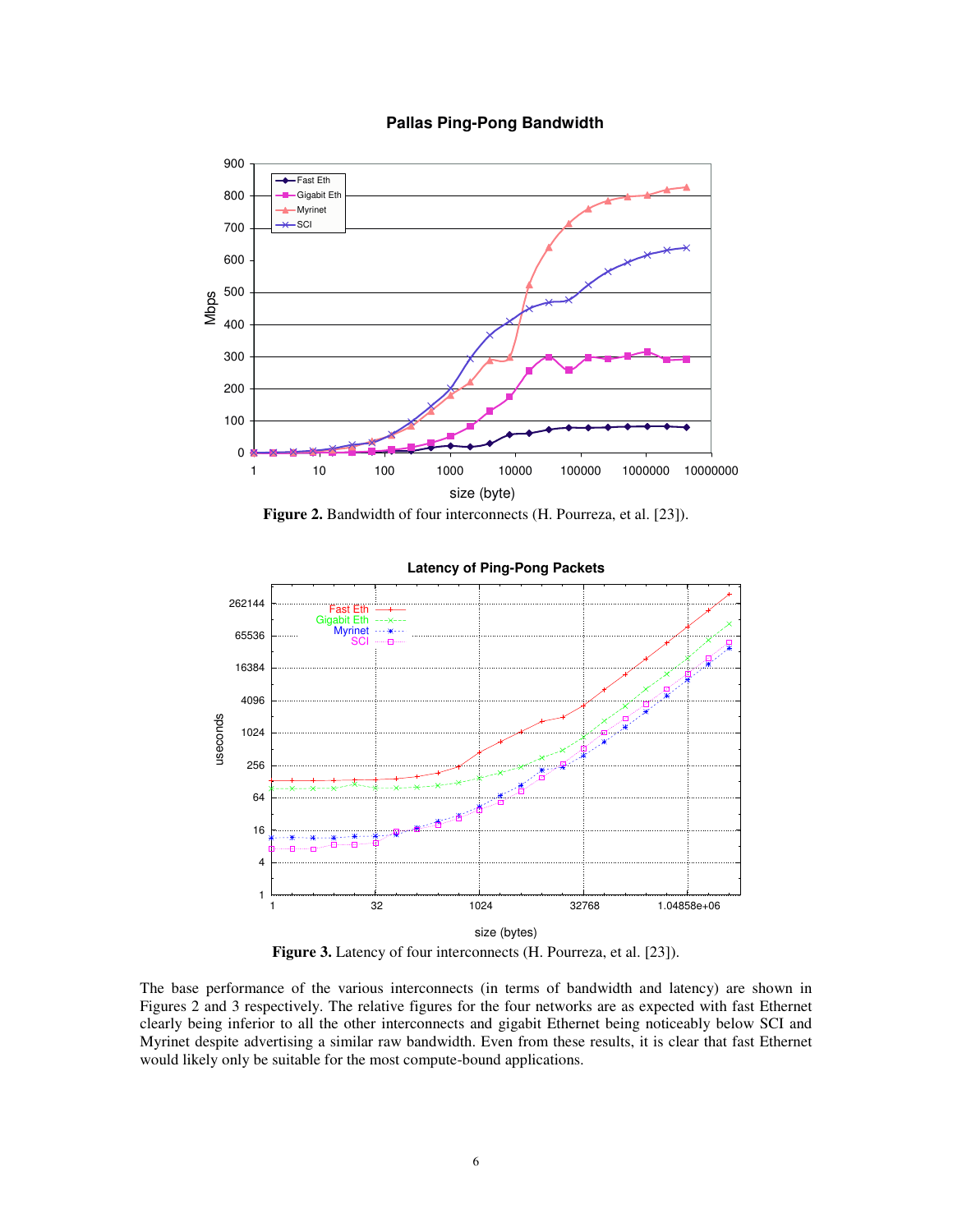**Figure 2.** Bandwidth of four interconnects (H. Pourreza, et al. [23]).

**Figure 3.** Latency of four interconnects (H. Pourreza, et al. [23]).

The base performance of the various interconnects (in terms of bandwidth and latency) are shown in Figures 2 and 3 respectively. The relative figures for the four networks are as expected with fast Ethernet clearly being inferior to all the other interconnects and gigabit Ethernet being noticeably below SCI and Myrinet despite advertising a similar raw bandwidth. Even from these results, it is clear that fast Ethernet would likely only be suitable for the most compute-bound applications.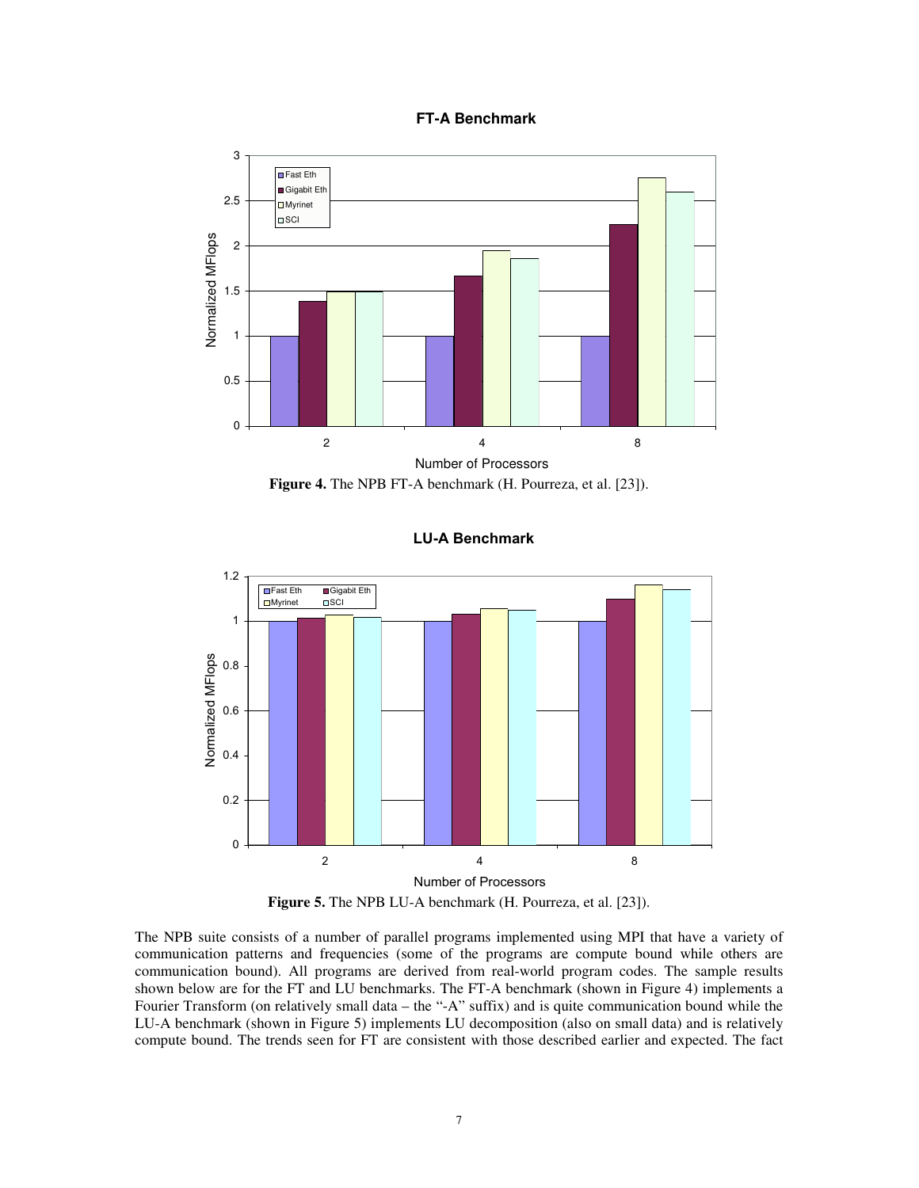**Figure 4.** The NPB FT-A benchmark (H. Pourreza, et al. [23]).

**Figure 5.** The NPB LU-A benchmark (H. Pourreza, et al. [23]).

The NPB suite consists of a number of parallel programs implemented using MPI that have a variety of communication patterns and frequencies (some of the programs are compute bound while others are communication bound). All programs are derived from real-world program codes. The sample results shown below are for the FT and LU benchmarks. The FT-A benchmark (shown in Figure 4) implements a Fourier Transform (on relatively small data – the "-A" suffix) and is quite communication bound while the LU-A benchmark (shown in Figure 5) implements LU decomposition (also on small data) and is relatively compute bound. The trends seen for FT are consistent with those described earlier and expected. The fact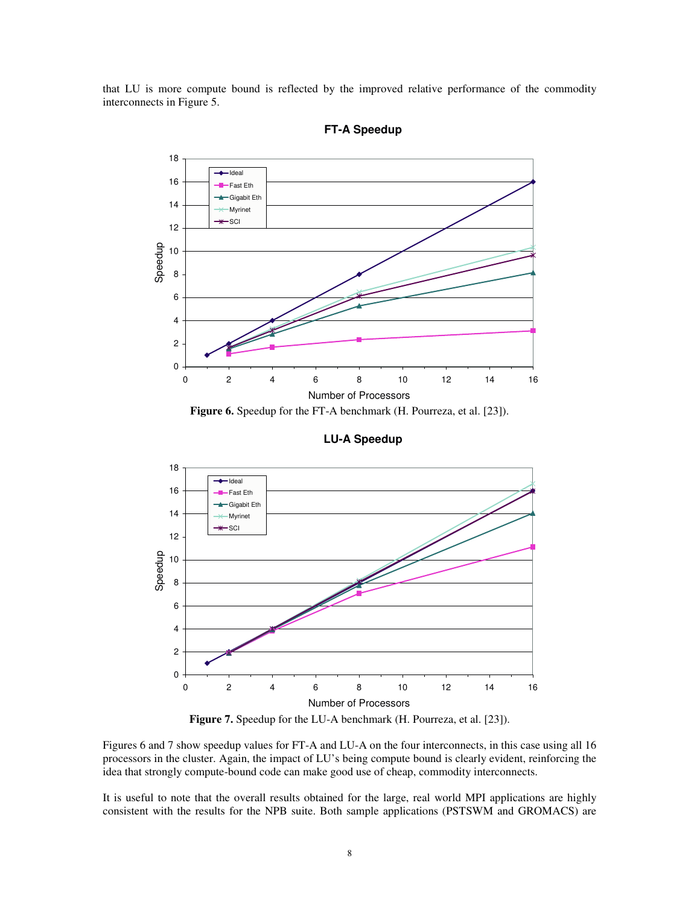that LU is more compute bound is reflected by the improved relative performance of the commodity interconnects in Figure 5.

**Figure 6.** Speedup for the FT-A benchmark (H. Pourreza, et al. [23]).

**Figure 7.** Speedup for the LU-A benchmark (H. Pourreza, et al. [23]).

Figures 6 and 7 show speedup values for FT-A and LU-A on the four interconnects, in this case using all 16 processors in the cluster. Again, the impact of LU's being compute bound is clearly evident, reinforcing the idea that strongly compute-bound code can make good use of cheap, commodity interconnects.

It is useful to note that the overall results obtained for the large, real world MPI applications are highly consistent with the results for the NPB suite. Both sample applications (PSTSWM and GROMACS) are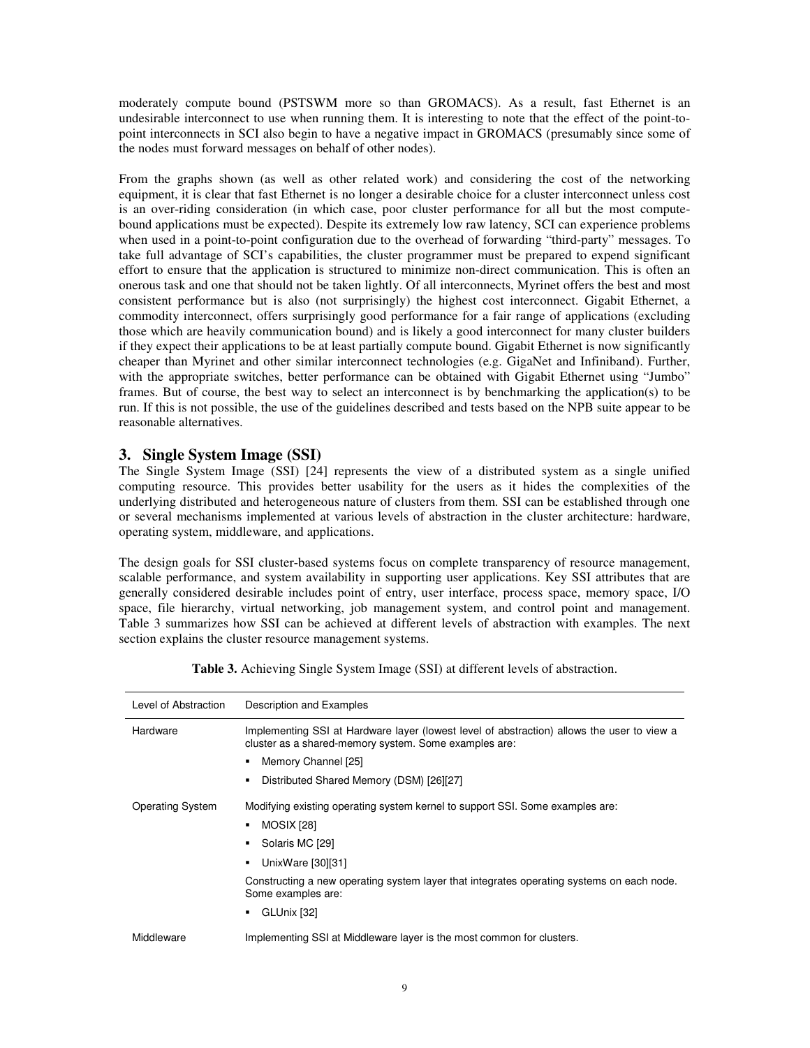moderately compute bound (PSTSWM more so than GROMACS). As a result, fast Ethernet is an undesirable interconnect to use when running them. It is interesting to note that the effect of the point-to-point interconnects in SCI also begin to have a negative impact in GROMACS (presumably since some of the nodes must forward messages on behalf of other nodes).

From the graphs shown (as well as other related work) and considering the cost of the networking equipment, it is clear that fast Ethernet is no longer a desirable choice for a cluster interconnect unless cost is an over-riding consideration (in which case, poor cluster performance for all but the most compute-bound applications must be expected). Despite its extremely low raw latency, SCI can experience problems when used in a point-to-point configuration due to the overhead of forwarding "third-party" messages. To take full advantage of SCI's capabilities, the cluster programmer must be prepared to expend significant effort to ensure that the application is structured to minimize non-direct communication. This is often an onerous task and one that should not be taken lightly. Of all interconnects, Myrinet offers the best and most consistent performance but is also (not surprisingly) the highest cost interconnect. Gigabit Ethernet, a commodity interconnect, offers surprisingly good performance for a fair range of applications (excluding those which are heavily communication bound) and is likely a good interconnect for many cluster builders if they expect their applications to be at least partially compute bound. Gigabit Ethernet is now significantly cheaper than Myrinet and other similar interconnect technologies (e.g. GigaNet and Infiniband). Further, with the appropriate switches, better performance can be obtained with Gigabit Ethernet using "Jumbo" frames. But of course, the best way to select an interconnect is by benchmarking the application(s) to be run. If this is not possible, the use of the guidelines described and tests based on the NPB suite appear to be reasonable alternatives.

## 3. Single System Image (SSI)

The Single System Image (SSI) [24] represents the view of a distributed system as a single unified computing resource. This provides better usability for the users as it hides the complexities of the underlying distributed and heterogeneous nature of clusters from them. SSI can be established through one or several mechanisms implemented at various levels of abstraction in the cluster architecture: hardware, operating system, middleware, and applications.

The design goals for SSI cluster-based systems focus on complete transparency of resource management, scalable performance, and system availability in supporting user applications. Key SSI attributes that are generally considered desirable includes point of entry, user interface, process space, memory space, I/O space, file hierarchy, virtual networking, job management system, and control point and management. Table 3 summarizes how SSI can be achieved at different levels of abstraction with examples. The next section explains the cluster resource management systems.

**Table 3.** Achieving Single System Image (SSI) at different levels of abstraction.

| Level of Abstraction | Description and Examples |
|---|---|
| Hardware | Implementing SSI at Hardware layer (lowest level of abstraction) allows the user to view a cluster as a shared-memory system. Some examples are: <br> ▪ Memory Channel [25] <br> ▪ Distributed Shared Memory (DSM) [26][27] |
| Operating System | Modifying existing operating system kernel to support SSI. Some examples are: <br> ▪ MOSIX [28] <br> ▪ Solaris MC [29] <br> ▪ UnixWare [30][31] <br> Constructing a new operating system layer that integrates operating systems on each node. Some examples are: <br> ▪ GLUnix [32] |
| Middleware | Implementing SSI at Middleware layer is the most common for clusters. |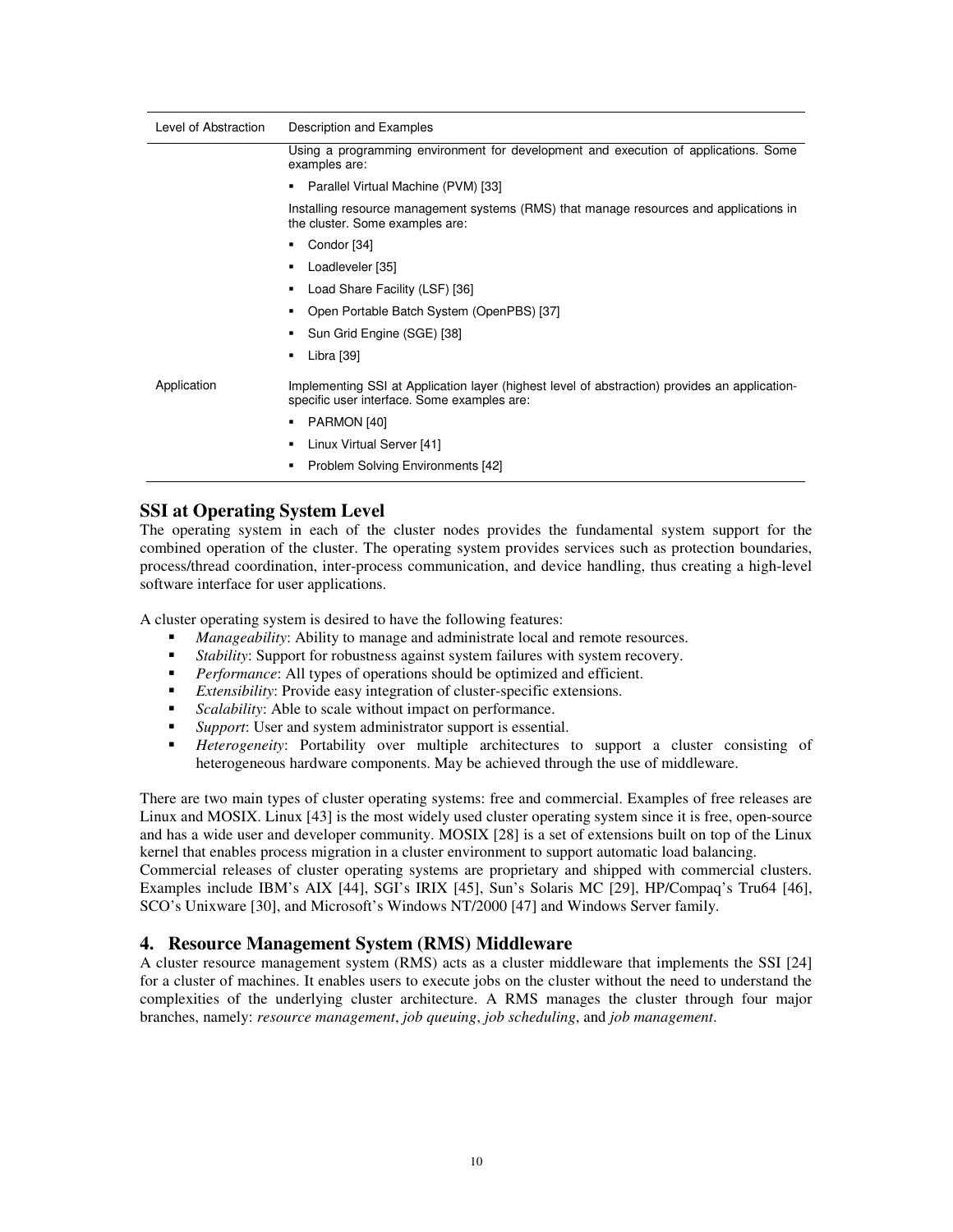| Level of Abstraction | Description and Examples |
|---|---|
| | Using a programming environment for development and execution of applications. Some examples are:<br>▪ Parallel Virtual Machine (PVM) [33]<br>Installing resource management systems (RMS) that manage resources and applications in the cluster. Some examples are:<br>▪ Condor [34]<br>▪ Loadleveler [35]<br>▪ Load Share Facility (LSF) [36]<br>▪ Open Portable Batch System (OpenPBS) [37]<br>▪ Sun Grid Engine (SGE) [38]<br>▪ Libra [39] |
| Application | Implementing SSI at Application layer (highest level of abstraction) provides an application-specific user interface. Some examples are:<br>▪ PARMON [40]<br>▪ Linux Virtual Server [41]<br>▪ Problem Solving Environments [42] |

### SSI at Operating System Level

The operating system in each of the cluster nodes provides the fundamental system support for the combined operation of the cluster. The operating system provides services such as protection boundaries, process/thread coordination, inter-process communication, and device handling, thus creating a high-level software interface for user applications.

A cluster operating system is desired to have the following features:

- *Manageability*: Ability to manage and administrate local and remote resources.
- *Stability*: Support for robustness against system failures with system recovery.
- *Performance*: All types of operations should be optimized and efficient.
- *Extensibility*: Provide easy integration of cluster-specific extensions.
- *Scalability*: Able to scale without impact on performance.
- *Support*: User and system administrator support is essential.
- *Heterogeneity*: Portability over multiple architectures to support a cluster consisting of heterogeneous hardware components. May be achieved through the use of middleware.

There are two main types of cluster operating systems: free and commercial. Examples of free releases are Linux and MOSIX. Linux [43] is the most widely used cluster operating system since it is free, open-source and has a wide user and developer community. MOSIX [28] is a set of extensions built on top of the Linux kernel that enables process migration in a cluster environment to support automatic load balancing.
Commercial releases of cluster operating systems are proprietary and shipped with commercial clusters. Examples include IBM's AIX [44], SGI's IRIX [45], Sun's Solaris MC [29], HP/Compaq's Tru64 [46], SCO's Unixware [30], and Microsoft's Windows NT/2000 [47] and Windows Server family.

## 4. Resource Management System (RMS) Middleware

A cluster resource management system (RMS) acts as a cluster middleware that implements the SSI [24] for a cluster of machines. It enables users to execute jobs on the cluster without the need to understand the complexities of the underlying cluster architecture. A RMS manages the cluster through four major branches, namely: *resource management*, *job queuing*, *job scheduling*, and *job management*.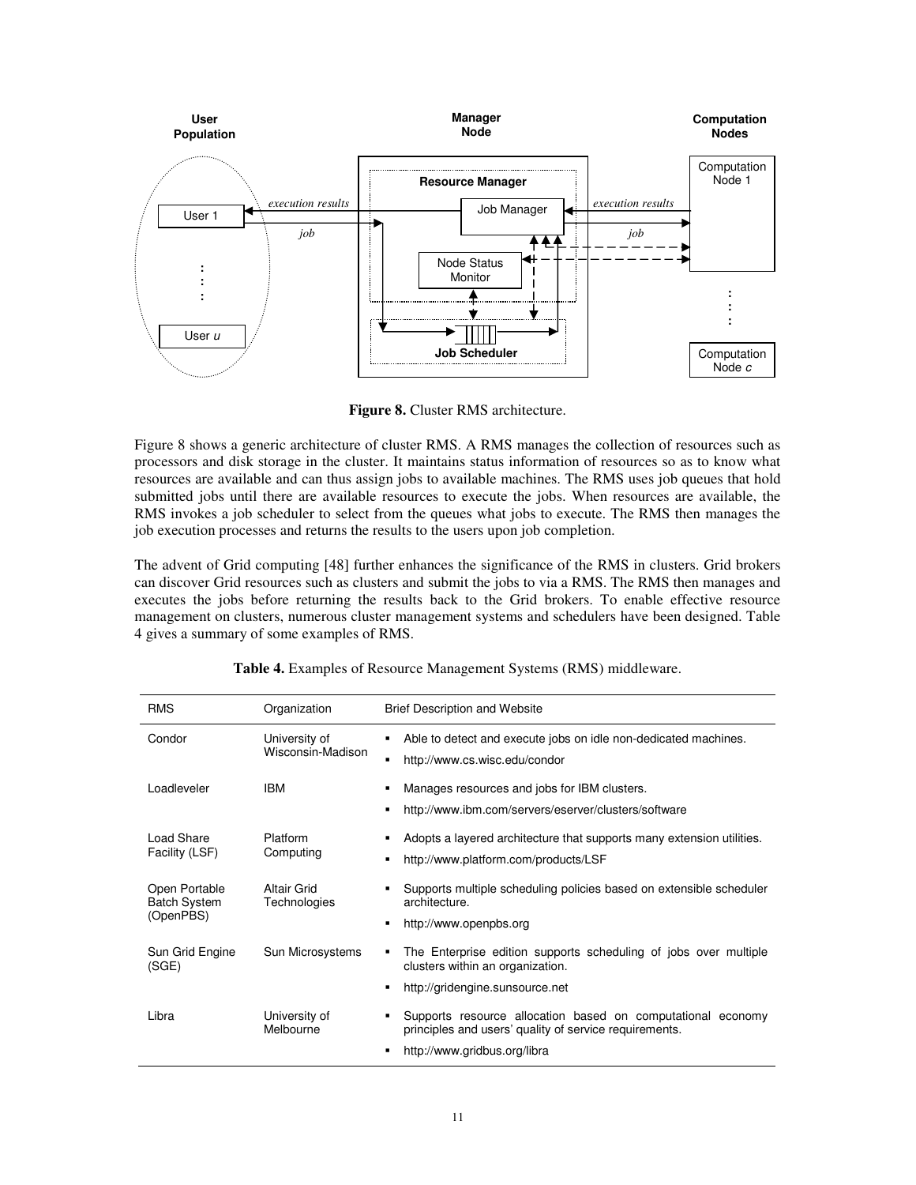**Figure 8.** Cluster RMS architecture.

Figure 8 shows a generic architecture of cluster RMS. A RMS manages the collection of resources such as processors and disk storage in the cluster. It maintains status information of resources so as to know what resources are available and can thus assign jobs to available machines. The RMS uses job queues that hold submitted jobs until there are available resources to execute the jobs. When resources are available, the RMS invokes a job scheduler to select from the queues what jobs to execute. The RMS then manages the job execution processes and returns the results to the users upon job completion.

The advent of Grid computing [48] further enhances the significance of the RMS in clusters. Grid brokers can discover Grid resources such as clusters and submit the jobs to via a RMS. The RMS then manages and executes the jobs before returning the results back to the Grid brokers. To enable effective resource management on clusters, numerous cluster management systems and schedulers have been designed. Table 4 gives a summary of some examples of RMS.

**Table 4.** Examples of Resource Management Systems (RMS) middleware.

| RMS | Organization | Brief Description and Website |
|---|---|---|
| Condor | University of Wisconsin-Madison | ▪ Able to detect and execute jobs on idle non-dedicated machines.<br>▪ http://www.cs.wisc.edu/condor |
| Loadleveler | IBM | ▪ Manages resources and jobs for IBM clusters.<br>▪ http://www.ibm.com/servers/eserver/clusters/software |
| Load Share Facility (LSF) | Platform Computing | ▪ Adopts a layered architecture that supports many extension utilities.<br>▪ http://www.platform.com/products/LSF |
| Open Portable Batch System (OpenPBS) | Altair Grid Technologies | ▪ Supports multiple scheduling policies based on extensible scheduler architecture.<br>▪ http://www.openpbs.org |
| Sun Grid Engine (SGE) | Sun Microsystems | ▪ The Enterprise edition supports scheduling of jobs over multiple clusters within an organization.<br>▪ http://gridengine.sunsource.net |
| Libra | University of Melbourne | ▪ Supports resource allocation based on computational economy principles and users' quality of service requirements.<br>▪ http://www.gridbus.org/libra |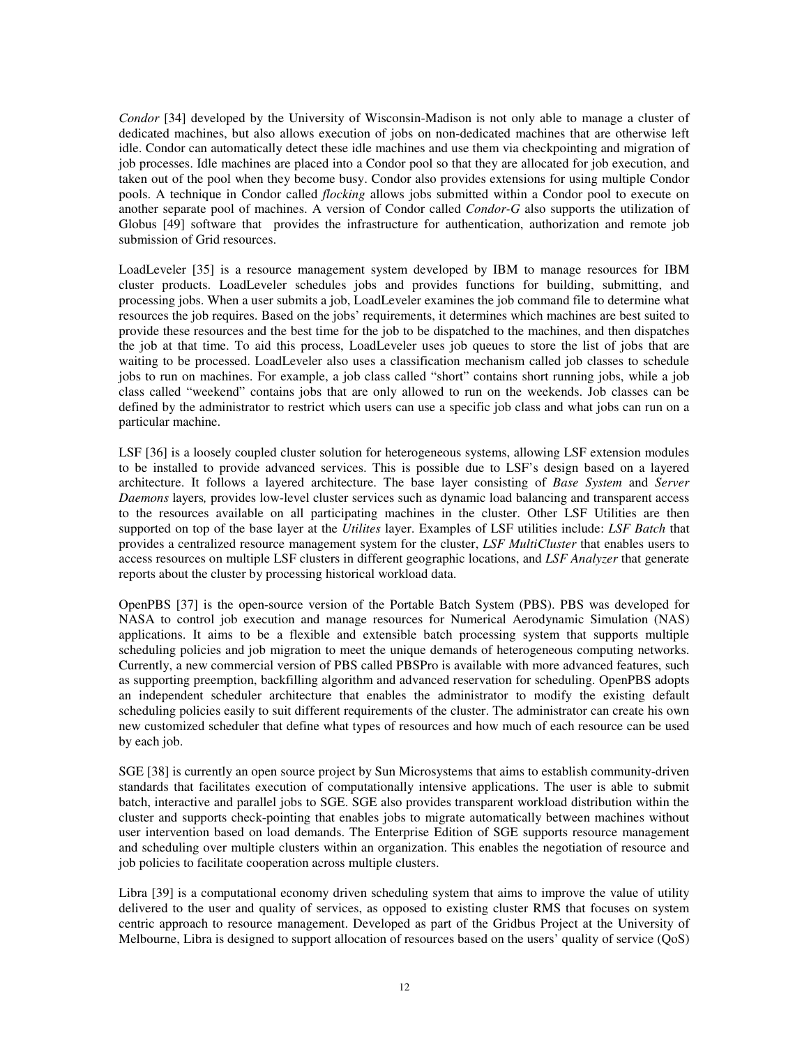*Condor* [34] developed by the University of Wisconsin-Madison is not only able to manage a cluster of dedicated machines, but also allows execution of jobs on non-dedicated machines that are otherwise left idle. Condor can automatically detect these idle machines and use them via checkpointing and migration of job processes. Idle machines are placed into a Condor pool so that they are allocated for job execution, and taken out of the pool when they become busy. Condor also provides extensions for using multiple Condor pools. A technique in Condor called *flocking* allows jobs submitted within a Condor pool to execute on another separate pool of machines. A version of Condor called *Condor-G* also supports the utilization of Globus [49] software that provides the infrastructure for authentication, authorization and remote job submission of Grid resources.

LoadLeveler [35] is a resource management system developed by IBM to manage resources for IBM cluster products. LoadLeveler schedules jobs and provides functions for building, submitting, and processing jobs. When a user submits a job, LoadLeveler examines the job command file to determine what resources the job requires. Based on the jobs' requirements, it determines which machines are best suited to provide these resources and the best time for the job to be dispatched to the machines, and then dispatches the job at that time. To aid this process, LoadLeveler uses job queues to store the list of jobs that are waiting to be processed. LoadLeveler also uses a classification mechanism called job classes to schedule jobs to run on machines. For example, a job class called "short" contains short running jobs, while a job class called "weekend" contains jobs that are only allowed to run on the weekends. Job classes can be defined by the administrator to restrict which users can use a specific job class and what jobs can run on a particular machine.

LSF [36] is a loosely coupled cluster solution for heterogeneous systems, allowing LSF extension modules to be installed to provide advanced services. This is possible due to LSF's design based on a layered architecture. It follows a layered architecture. The base layer consisting of *Base System* and *Server Daemons* layers*,* provides low-level cluster services such as dynamic load balancing and transparent access to the resources available on all participating machines in the cluster. Other LSF Utilities are then supported on top of the base layer at the *Utilites* layer. Examples of LSF utilities include: *LSF Batch* that provides a centralized resource management system for the cluster, *LSF MultiCluster* that enables users to access resources on multiple LSF clusters in different geographic locations, and *LSF Analyzer* that generate reports about the cluster by processing historical workload data.

OpenPBS [37] is the open-source version of the Portable Batch System (PBS). PBS was developed for NASA to control job execution and manage resources for Numerical Aerodynamic Simulation (NAS) applications. It aims to be a flexible and extensible batch processing system that supports multiple scheduling policies and job migration to meet the unique demands of heterogeneous computing networks. Currently, a new commercial version of PBS called PBSPro is available with more advanced features, such as supporting preemption, backfilling algorithm and advanced reservation for scheduling. OpenPBS adopts an independent scheduler architecture that enables the administrator to modify the existing default scheduling policies easily to suit different requirements of the cluster. The administrator can create his own new customized scheduler that define what types of resources and how much of each resource can be used by each job.

SGE [38] is currently an open source project by Sun Microsystems that aims to establish community-driven standards that facilitates execution of computationally intensive applications. The user is able to submit batch, interactive and parallel jobs to SGE. SGE also provides transparent workload distribution within the cluster and supports check-pointing that enables jobs to migrate automatically between machines without user intervention based on load demands. The Enterprise Edition of SGE supports resource management and scheduling over multiple clusters within an organization. This enables the negotiation of resource and job policies to facilitate cooperation across multiple clusters.

Libra [39] is a computational economy driven scheduling system that aims to improve the value of utility delivered to the user and quality of services, as opposed to existing cluster RMS that focuses on system centric approach to resource management. Developed as part of the Gridbus Project at the University of Melbourne, Libra is designed to support allocation of resources based on the users' quality of service (QoS)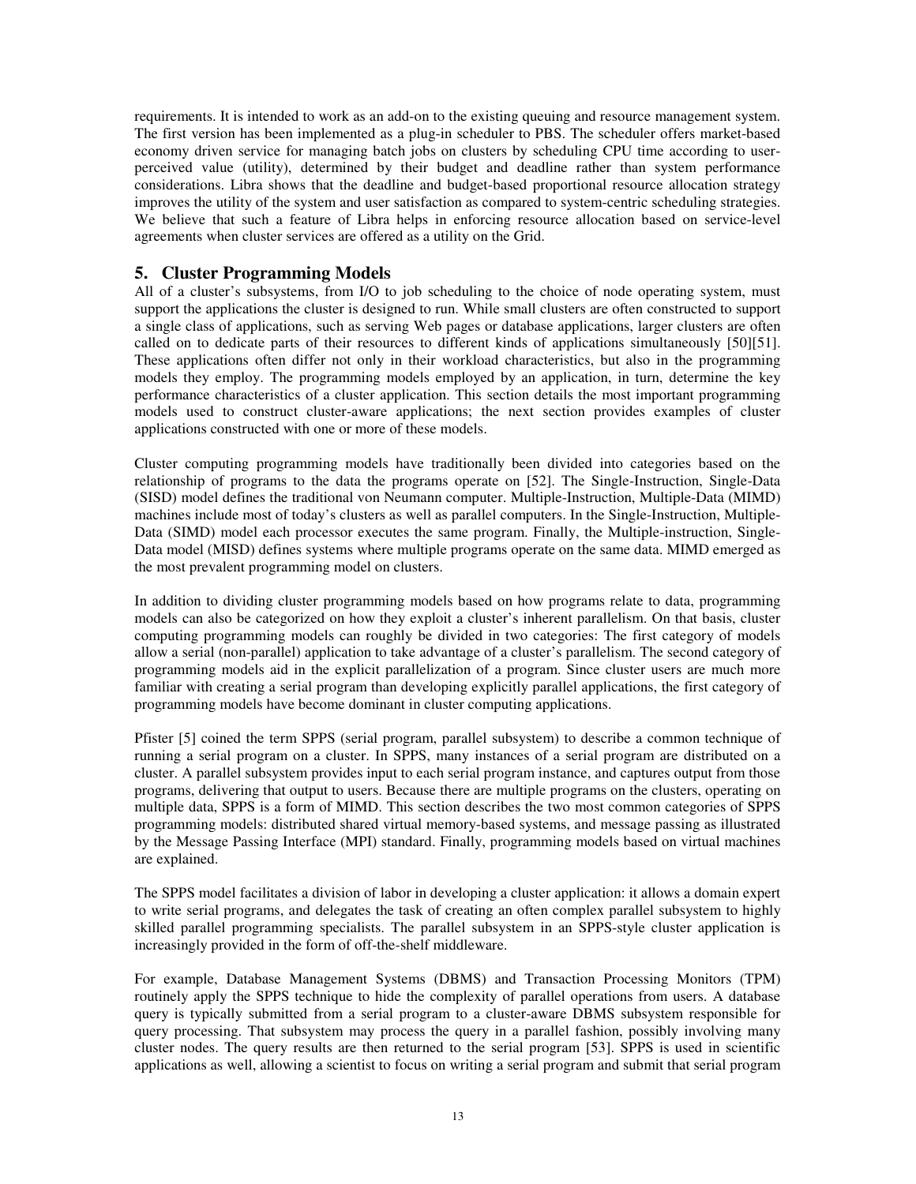requirements. It is intended to work as an add-on to the existing queuing and resource management system. The first version has been implemented as a plug-in scheduler to PBS. The scheduler offers market-based economy driven service for managing batch jobs on clusters by scheduling CPU time according to user-perceived value (utility), determined by their budget and deadline rather than system performance considerations. Libra shows that the deadline and budget-based proportional resource allocation strategy improves the utility of the system and user satisfaction as compared to system-centric scheduling strategies. We believe that such a feature of Libra helps in enforcing resource allocation based on service-level agreements when cluster services are offered as a utility on the Grid.

## 5. Cluster Programming Models

All of a cluster's subsystems, from I/O to job scheduling to the choice of node operating system, must support the applications the cluster is designed to run. While small clusters are often constructed to support a single class of applications, such as serving Web pages or database applications, larger clusters are often called on to dedicate parts of their resources to different kinds of applications simultaneously [50][51]. These applications often differ not only in their workload characteristics, but also in the programming models they employ. The programming models employed by an application, in turn, determine the key performance characteristics of a cluster application. This section details the most important programming models used to construct cluster-aware applications; the next section provides examples of cluster applications constructed with one or more of these models.

Cluster computing programming models have traditionally been divided into categories based on the relationship of programs to the data the programs operate on [52]. The Single-Instruction, Single-Data (SISD) model defines the traditional von Neumann computer. Multiple-Instruction, Multiple-Data (MIMD) machines include most of today's clusters as well as parallel computers. In the Single-Instruction, Multiple-Data (SIMD) model each processor executes the same program. Finally, the Multiple-instruction, Single-Data model (MISD) defines systems where multiple programs operate on the same data. MIMD emerged as the most prevalent programming model on clusters.

In addition to dividing cluster programming models based on how programs relate to data, programming models can also be categorized on how they exploit a cluster's inherent parallelism. On that basis, cluster computing programming models can roughly be divided in two categories: The first category of models allow a serial (non-parallel) application to take advantage of a cluster's parallelism. The second category of programming models aid in the explicit parallelization of a program. Since cluster users are much more familiar with creating a serial program than developing explicitly parallel applications, the first category of programming models have become dominant in cluster computing applications.

Pfister [5] coined the term SPPS (serial program, parallel subsystem) to describe a common technique of running a serial program on a cluster. In SPPS, many instances of a serial program are distributed on a cluster. A parallel subsystem provides input to each serial program instance, and captures output from those programs, delivering that output to users. Because there are multiple programs on the clusters, operating on multiple data, SPPS is a form of MIMD. This section describes the two most common categories of SPPS programming models: distributed shared virtual memory-based systems, and message passing as illustrated by the Message Passing Interface (MPI) standard. Finally, programming models based on virtual machines are explained.

The SPPS model facilitates a division of labor in developing a cluster application: it allows a domain expert to write serial programs, and delegates the task of creating an often complex parallel subsystem to highly skilled parallel programming specialists. The parallel subsystem in an SPPS-style cluster application is increasingly provided in the form of off-the-shelf middleware.

For example, Database Management Systems (DBMS) and Transaction Processing Monitors (TPM) routinely apply the SPPS technique to hide the complexity of parallel operations from users. A database query is typically submitted from a serial program to a cluster-aware DBMS subsystem responsible for query processing. That subsystem may process the query in a parallel fashion, possibly involving many cluster nodes. The query results are then returned to the serial program [53]. SPPS is used in scientific applications as well, allowing a scientist to focus on writing a serial program and submit that serial program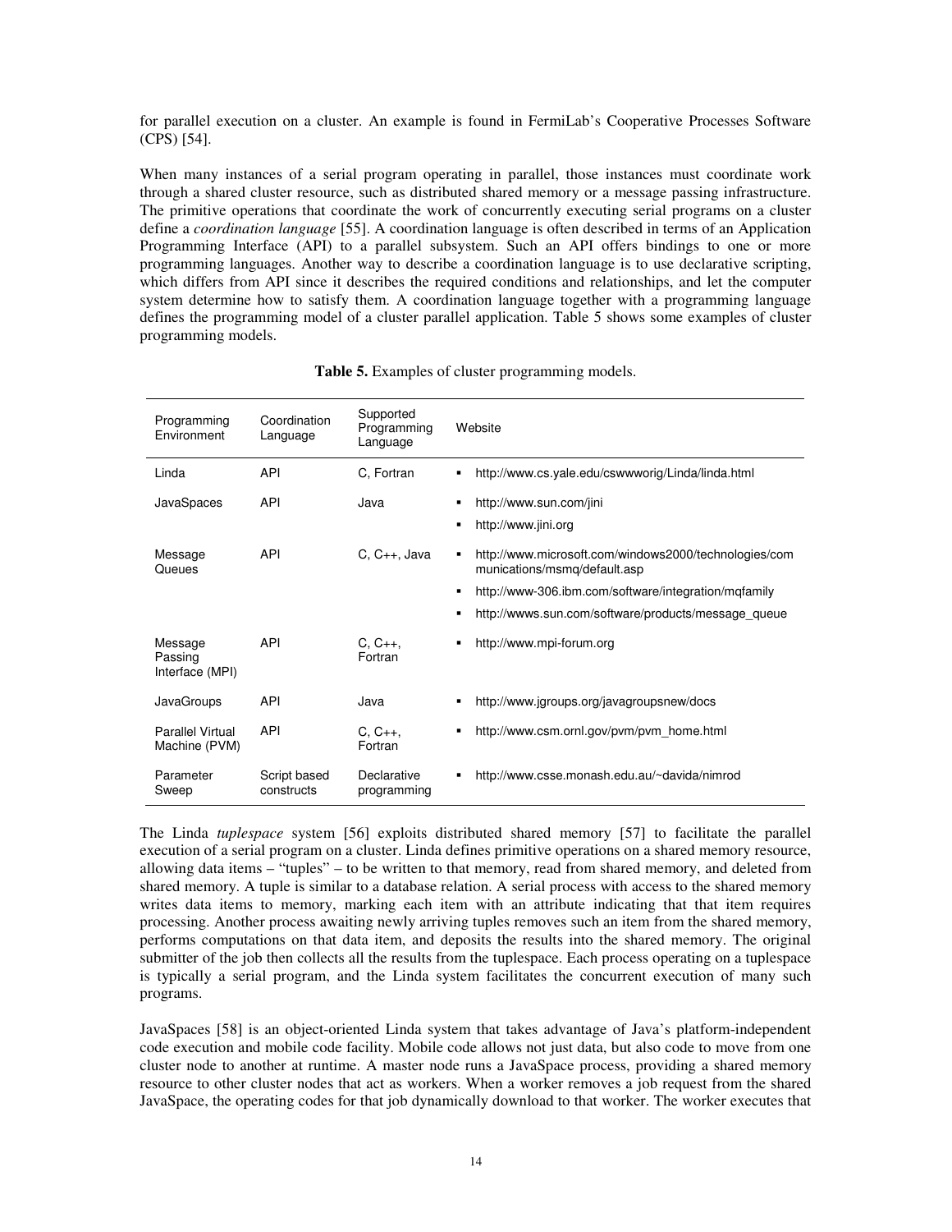for parallel execution on a cluster. An example is found in FermiLab's Cooperative Processes Software (CPS) [54].

When many instances of a serial program operating in parallel, those instances must coordinate work through a shared cluster resource, such as distributed shared memory or a message passing infrastructure. The primitive operations that coordinate the work of concurrently executing serial programs on a cluster define a *coordination language* [55]. A coordination language is often described in terms of an Application Programming Interface (API) to a parallel subsystem. Such an API offers bindings to one or more programming languages. Another way to describe a coordination language is to use declarative scripting, which differs from API since it describes the required conditions and relationships, and let the computer system determine how to satisfy them. A coordination language together with a programming language defines the programming model of a cluster parallel application. Table 5 shows some examples of cluster programming models.

**Table 5.** Examples of cluster programming models.

| Programming Environment | Coordination Language | Supported Programming Language | Website |
|---|---|---|---|
| Linda | API | C, Fortran | ▪ http://www.cs.yale.edu/cswwworig/Linda/linda.html |
| JavaSpaces | API | Java | ▪ http://www.sun.com/jini<br>▪ http://www.jini.org |
| Message Queues | API | C, C++, Java | ▪ http://www.microsoft.com/windows2000/technologies/communications/msmq/default.asp<br>▪ http://www-306.ibm.com/software/integration/mqfamily<br>▪ http://wwws.sun.com/software/products/message_queue |
| Message Passing Interface (MPI) | API | C, C++, Fortran | ▪ http://www.mpi-forum.org |
| JavaGroups | API | Java | ▪ http://www.jgroups.org/javagroupsnew/docs |
| Parallel Virtual Machine (PVM) | API | C, C++, Fortran | ▪ http://www.csm.ornl.gov/pvm/pvm_home.html |
| Parameter Sweep | Script based constructs | Declarative programming | ▪ http://www.csse.monash.edu.au/~davida/nimrod |

The Linda *tuplespace* system [56] exploits distributed shared memory [57] to facilitate the parallel execution of a serial program on a cluster. Linda defines primitive operations on a shared memory resource, allowing data items – "tuples" – to be written to that memory, read from shared memory, and deleted from shared memory. A tuple is similar to a database relation. A serial process with access to the shared memory writes data items to memory, marking each item with an attribute indicating that that item requires processing. Another process awaiting newly arriving tuples removes such an item from the shared memory, performs computations on that data item, and deposits the results into the shared memory. The original submitter of the job then collects all the results from the tuplespace. Each process operating on a tuplespace is typically a serial program, and the Linda system facilitates the concurrent execution of many such programs.

JavaSpaces [58] is an object-oriented Linda system that takes advantage of Java's platform-independent code execution and mobile code facility. Mobile code allows not just data, but also code to move from one cluster node to another at runtime. A master node runs a JavaSpace process, providing a shared memory resource to other cluster nodes that act as workers. When a worker removes a job request from the shared JavaSpace, the operating codes for that job dynamically download to that worker. The worker executes that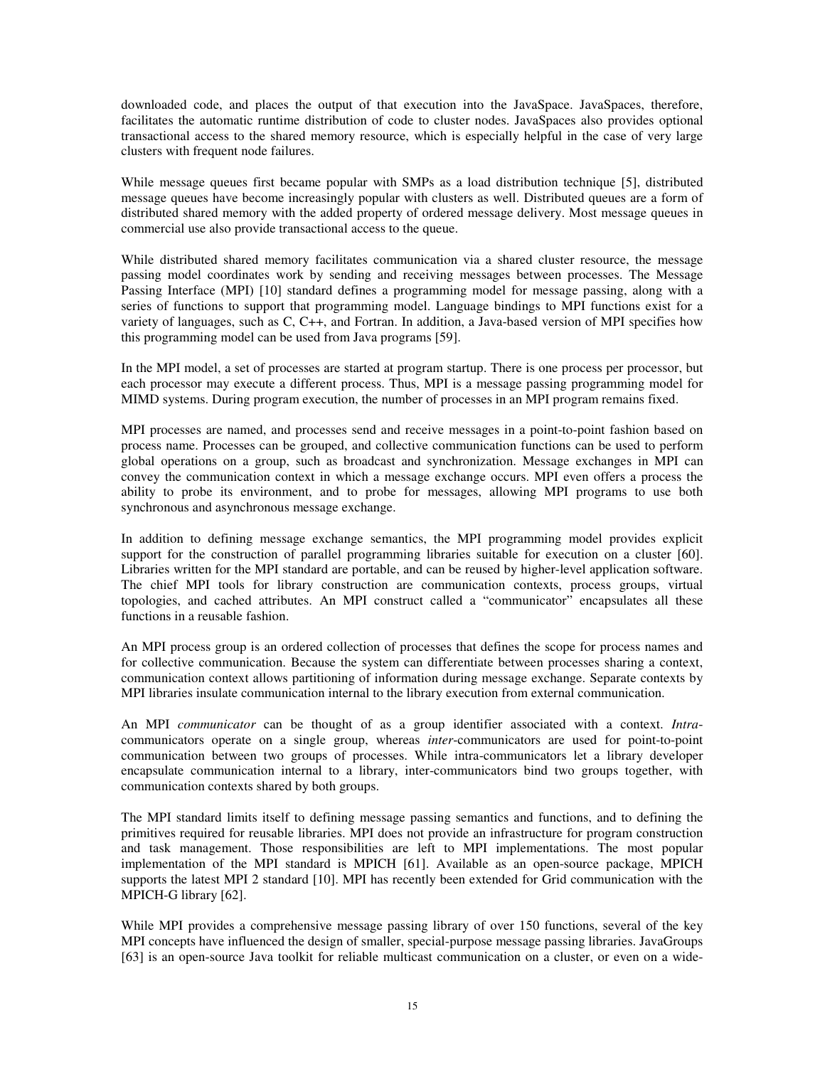downloaded code, and places the output of that execution into the JavaSpace. JavaSpaces, therefore, facilitates the automatic runtime distribution of code to cluster nodes. JavaSpaces also provides optional transactional access to the shared memory resource, which is especially helpful in the case of very large clusters with frequent node failures.

While message queues first became popular with SMPs as a load distribution technique [5], distributed message queues have become increasingly popular with clusters as well. Distributed queues are a form of distributed shared memory with the added property of ordered message delivery. Most message queues in commercial use also provide transactional access to the queue.

While distributed shared memory facilitates communication via a shared cluster resource, the message passing model coordinates work by sending and receiving messages between processes. The Message Passing Interface (MPI) [10] standard defines a programming model for message passing, along with a series of functions to support that programming model. Language bindings to MPI functions exist for a variety of languages, such as C, C++, and Fortran. In addition, a Java-based version of MPI specifies how this programming model can be used from Java programs [59].

In the MPI model, a set of processes are started at program startup. There is one process per processor, but each processor may execute a different process. Thus, MPI is a message passing programming model for MIMD systems. During program execution, the number of processes in an MPI program remains fixed.

MPI processes are named, and processes send and receive messages in a point-to-point fashion based on process name. Processes can be grouped, and collective communication functions can be used to perform global operations on a group, such as broadcast and synchronization. Message exchanges in MPI can convey the communication context in which a message exchange occurs. MPI even offers a process the ability to probe its environment, and to probe for messages, allowing MPI programs to use both synchronous and asynchronous message exchange.

In addition to defining message exchange semantics, the MPI programming model provides explicit support for the construction of parallel programming libraries suitable for execution on a cluster [60]. Libraries written for the MPI standard are portable, and can be reused by higher-level application software. The chief MPI tools for library construction are communication contexts, process groups, virtual topologies, and cached attributes. An MPI construct called a "communicator" encapsulates all these functions in a reusable fashion.

An MPI process group is an ordered collection of processes that defines the scope for process names and for collective communication. Because the system can differentiate between processes sharing a context, communication context allows partitioning of information during message exchange. Separate contexts by MPI libraries insulate communication internal to the library execution from external communication.

An MPI *communicator* can be thought of as a group identifier associated with a context. *Intra*-communicators operate on a single group, whereas *inter*-communicators are used for point-to-point communication between two groups of processes. While intra-communicators let a library developer encapsulate communication internal to a library, inter-communicators bind two groups together, with communication contexts shared by both groups.

The MPI standard limits itself to defining message passing semantics and functions, and to defining the primitives required for reusable libraries. MPI does not provide an infrastructure for program construction and task management. Those responsibilities are left to MPI implementations. The most popular implementation of the MPI standard is MPICH [61]. Available as an open-source package, MPICH supports the latest MPI 2 standard [10]. MPI has recently been extended for Grid communication with the MPICH-G library [62].

While MPI provides a comprehensive message passing library of over 150 functions, several of the key MPI concepts have influenced the design of smaller, special-purpose message passing libraries. JavaGroups [63] is an open-source Java toolkit for reliable multicast communication on a cluster, or even on a wide-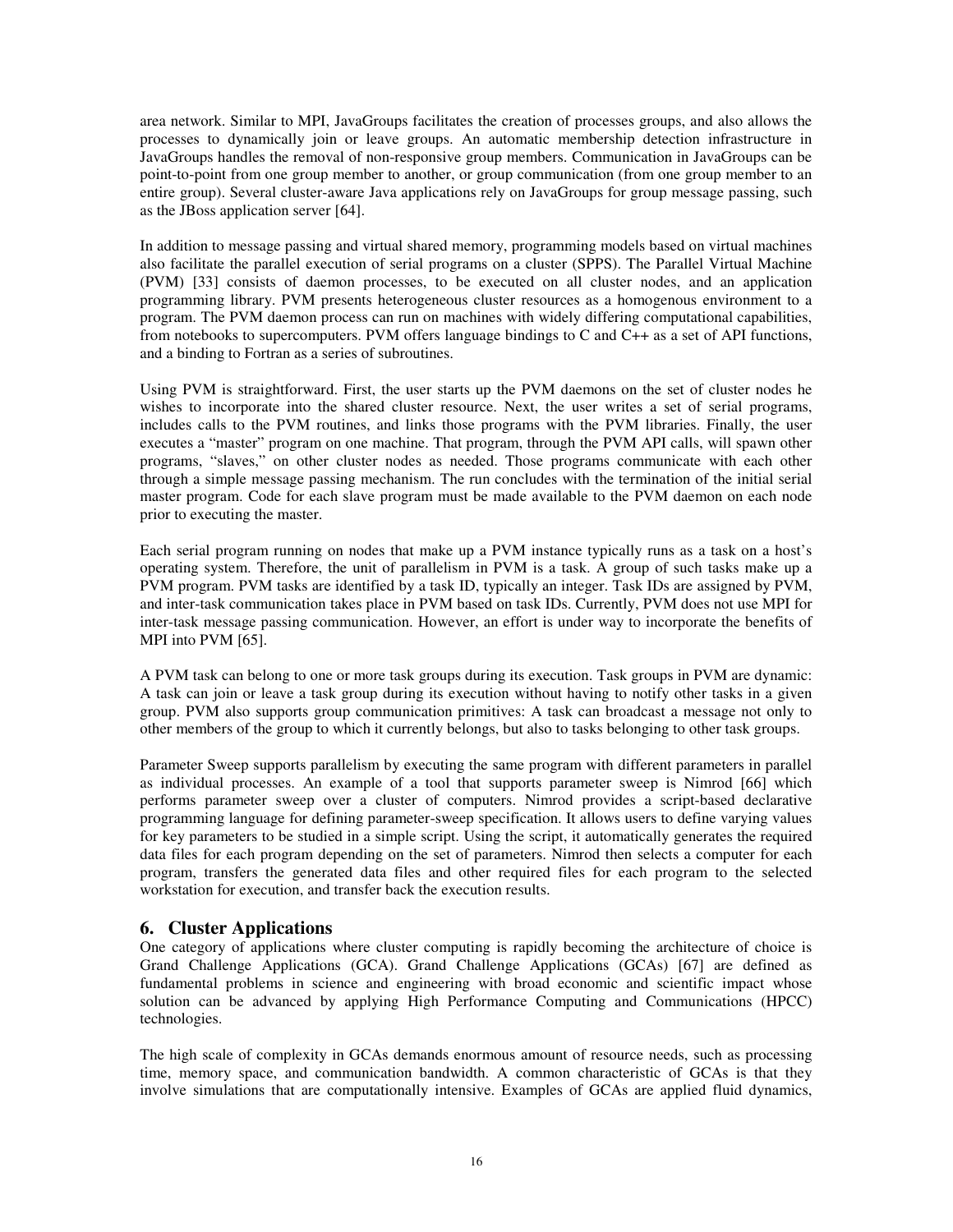area network. Similar to MPI, JavaGroups facilitates the creation of processes groups, and also allows the processes to dynamically join or leave groups. An automatic membership detection infrastructure in JavaGroups handles the removal of non-responsive group members. Communication in JavaGroups can be point-to-point from one group member to another, or group communication (from one group member to an entire group). Several cluster-aware Java applications rely on JavaGroups for group message passing, such as the JBoss application server [64].

In addition to message passing and virtual shared memory, programming models based on virtual machines also facilitate the parallel execution of serial programs on a cluster (SPPS). The Parallel Virtual Machine (PVM) [33] consists of daemon processes, to be executed on all cluster nodes, and an application programming library. PVM presents heterogeneous cluster resources as a homogenous environment to a program. The PVM daemon process can run on machines with widely differing computational capabilities, from notebooks to supercomputers. PVM offers language bindings to C and C++ as a set of API functions, and a binding to Fortran as a series of subroutines.

Using PVM is straightforward. First, the user starts up the PVM daemons on the set of cluster nodes he wishes to incorporate into the shared cluster resource. Next, the user writes a set of serial programs, includes calls to the PVM routines, and links those programs with the PVM libraries. Finally, the user executes a "master" program on one machine. That program, through the PVM API calls, will spawn other programs, "slaves," on other cluster nodes as needed. Those programs communicate with each other through a simple message passing mechanism. The run concludes with the termination of the initial serial master program. Code for each slave program must be made available to the PVM daemon on each node prior to executing the master.

Each serial program running on nodes that make up a PVM instance typically runs as a task on a host's operating system. Therefore, the unit of parallelism in PVM is a task. A group of such tasks make up a PVM program. PVM tasks are identified by a task ID, typically an integer. Task IDs are assigned by PVM, and inter-task communication takes place in PVM based on task IDs. Currently, PVM does not use MPI for inter-task message passing communication. However, an effort is under way to incorporate the benefits of MPI into PVM [65].

A PVM task can belong to one or more task groups during its execution. Task groups in PVM are dynamic: A task can join or leave a task group during its execution without having to notify other tasks in a given group. PVM also supports group communication primitives: A task can broadcast a message not only to other members of the group to which it currently belongs, but also to tasks belonging to other task groups.

Parameter Sweep supports parallelism by executing the same program with different parameters in parallel as individual processes. An example of a tool that supports parameter sweep is Nimrod [66] which performs parameter sweep over a cluster of computers. Nimrod provides a script-based declarative programming language for defining parameter-sweep specification. It allows users to define varying values for key parameters to be studied in a simple script. Using the script, it automatically generates the required data files for each program depending on the set of parameters. Nimrod then selects a computer for each program, transfers the generated data files and other required files for each program to the selected workstation for execution, and transfer back the execution results.

## 6. Cluster Applications

One category of applications where cluster computing is rapidly becoming the architecture of choice is Grand Challenge Applications (GCA). Grand Challenge Applications (GCAs) [67] are defined as fundamental problems in science and engineering with broad economic and scientific impact whose solution can be advanced by applying High Performance Computing and Communications (HPCC) technologies.

The high scale of complexity in GCAs demands enormous amount of resource needs, such as processing time, memory space, and communication bandwidth. A common characteristic of GCAs is that they involve simulations that are computationally intensive. Examples of GCAs are applied fluid dynamics,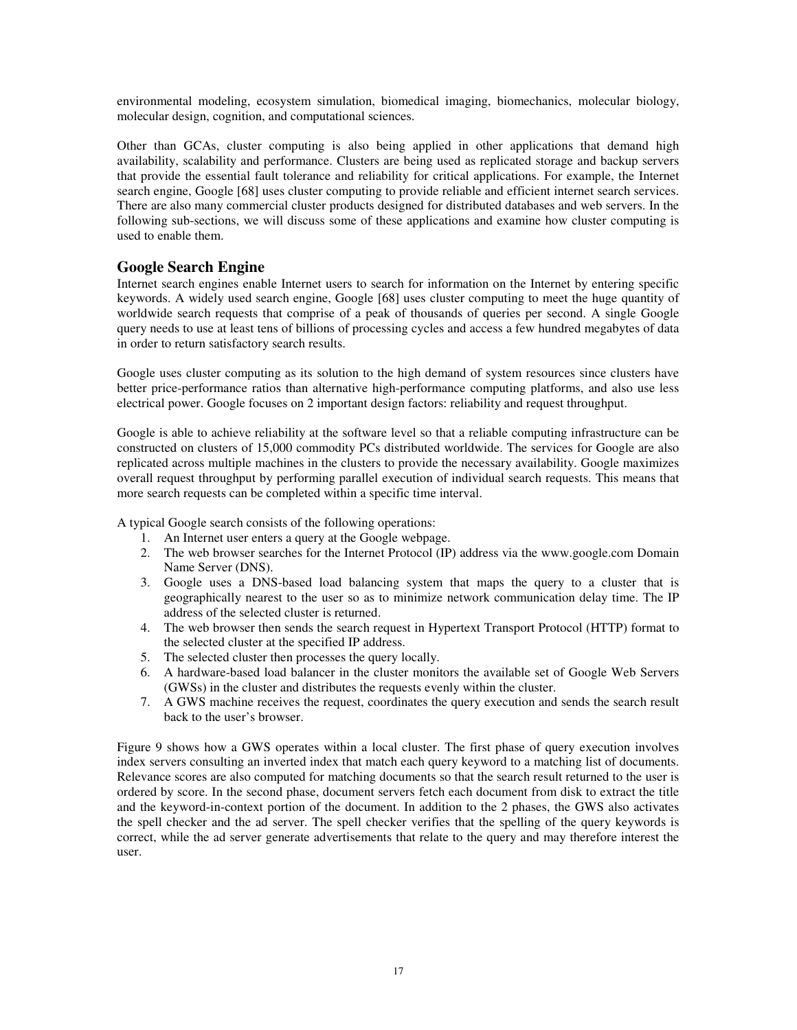environmental modeling, ecosystem simulation, biomedical imaging, biomechanics, molecular biology, molecular design, cognition, and computational sciences.

Other than GCAs, cluster computing is also being applied in other applications that demand high availability, scalability and performance. Clusters are being used as replicated storage and backup servers that provide the essential fault tolerance and reliability for critical applications. For example, the Internet search engine, Google [68] uses cluster computing to provide reliable and efficient internet search services. There are also many commercial cluster products designed for distributed databases and web servers. In the following sub-sections, we will discuss some of these applications and examine how cluster computing is used to enable them.

## Google Search Engine

Internet search engines enable Internet users to search for information on the Internet by entering specific keywords. A widely used search engine, Google [68] uses cluster computing to meet the huge quantity of worldwide search requests that comprise of a peak of thousands of queries per second. A single Google query needs to use at least tens of billions of processing cycles and access a few hundred megabytes of data in order to return satisfactory search results.

Google uses cluster computing as its solution to the high demand of system resources since clusters have better price-performance ratios than alternative high-performance computing platforms, and also use less electrical power. Google focuses on 2 important design factors: reliability and request throughput.

Google is able to achieve reliability at the software level so that a reliable computing infrastructure can be constructed on clusters of 15,000 commodity PCs distributed worldwide. The services for Google are also replicated across multiple machines in the clusters to provide the necessary availability. Google maximizes overall request throughput by performing parallel execution of individual search requests. This means that more search requests can be completed within a specific time interval.

A typical Google search consists of the following operations:

1. An Internet user enters a query at the Google webpage.
2. The web browser searches for the Internet Protocol (IP) address via the www.google.com Domain Name Server (DNS).
3. Google uses a DNS-based load balancing system that maps the query to a cluster that is geographically nearest to the user so as to minimize network communication delay time. The IP address of the selected cluster is returned.
4. The web browser then sends the search request in Hypertext Transport Protocol (HTTP) format to the selected cluster at the specified IP address.
5. The selected cluster then processes the query locally.
6. A hardware-based load balancer in the cluster monitors the available set of Google Web Servers (GWSs) in the cluster and distributes the requests evenly within the cluster.
7. A GWS machine receives the request, coordinates the query execution and sends the search result back to the user's browser.

Figure 9 shows how a GWS operates within a local cluster. The first phase of query execution involves index servers consulting an inverted index that match each query keyword to a matching list of documents. Relevance scores are also computed for matching documents so that the search result returned to the user is ordered by score. In the second phase, document servers fetch each document from disk to extract the title and the keyword-in-context portion of the document. In addition to the 2 phases, the GWS also activates the spell checker and the ad server. The spell checker verifies that the spelling of the query keywords is correct, while the ad server generate advertisements that relate to the query and may therefore interest the user.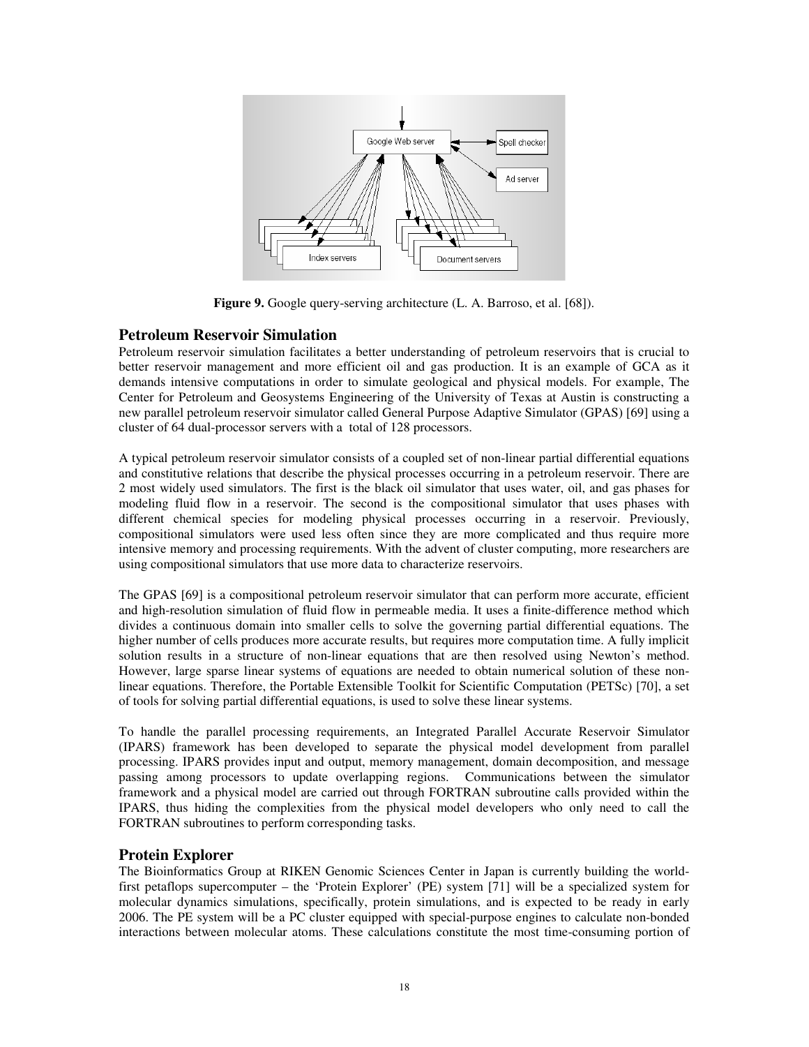**Figure 9.** Google query-serving architecture (L. A. Barroso, et al. [68]).

## Petroleum Reservoir Simulation

Petroleum reservoir simulation facilitates a better understanding of petroleum reservoirs that is crucial to better reservoir management and more efficient oil and gas production. It is an example of GCA as it demands intensive computations in order to simulate geological and physical models. For example, The Center for Petroleum and Geosystems Engineering of the University of Texas at Austin is constructing a new parallel petroleum reservoir simulator called General Purpose Adaptive Simulator (GPAS) [69] using a cluster of 64 dual-processor servers with a total of 128 processors.

A typical petroleum reservoir simulator consists of a coupled set of non-linear partial differential equations and constitutive relations that describe the physical processes occurring in a petroleum reservoir. There are 2 most widely used simulators. The first is the black oil simulator that uses water, oil, and gas phases for modeling fluid flow in a reservoir. The second is the compositional simulator that uses phases with different chemical species for modeling physical processes occurring in a reservoir. Previously, compositional simulators were used less often since they are more complicated and thus require more intensive memory and processing requirements. With the advent of cluster computing, more researchers are using compositional simulators that use more data to characterize reservoirs.

The GPAS [69] is a compositional petroleum reservoir simulator that can perform more accurate, efficient and high-resolution simulation of fluid flow in permeable media. It uses a finite-difference method which divides a continuous domain into smaller cells to solve the governing partial differential equations. The higher number of cells produces more accurate results, but requires more computation time. A fully implicit solution results in a structure of non-linear equations that are then resolved using Newton's method. However, large sparse linear systems of equations are needed to obtain numerical solution of these non-linear equations. Therefore, the Portable Extensible Toolkit for Scientific Computation (PETSc) [70], a set of tools for solving partial differential equations, is used to solve these linear systems.

To handle the parallel processing requirements, an Integrated Parallel Accurate Reservoir Simulator (IPARS) framework has been developed to separate the physical model development from parallel processing. IPARS provides input and output, memory management, domain decomposition, and message passing among processors to update overlapping regions. Communications between the simulator framework and a physical model are carried out through FORTRAN subroutine calls provided within the IPARS, thus hiding the complexities from the physical model developers who only need to call the FORTRAN subroutines to perform corresponding tasks.

## Protein Explorer

The Bioinformatics Group at RIKEN Genomic Sciences Center in Japan is currently building the world-first petaflops supercomputer – the 'Protein Explorer' (PE) system [71] will be a specialized system for molecular dynamics simulations, specifically, protein simulations, and is expected to be ready in early 2006. The PE system will be a PC cluster equipped with special-purpose engines to calculate non-bonded interactions between molecular atoms. These calculations constitute the most time-consuming portion of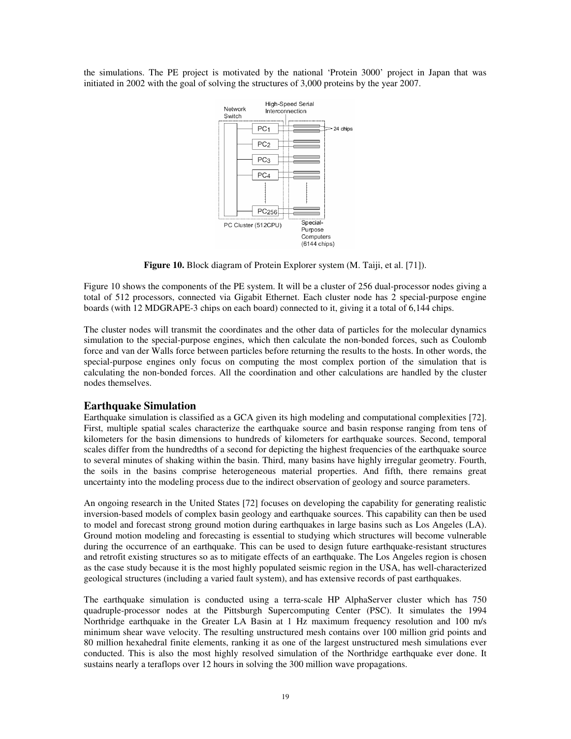the simulations. The PE project is motivated by the national 'Protein 3000' project in Japan that was initiated in 2002 with the goal of solving the structures of 3,000 proteins by the year 2007.

**Figure 10.** Block diagram of Protein Explorer system (M. Taiji, et al. [71]).

Figure 10 shows the components of the PE system. It will be a cluster of 256 dual-processor nodes giving a total of 512 processors, connected via Gigabit Ethernet. Each cluster node has 2 special-purpose engine boards (with 12 MDGRAPE-3 chips on each board) connected to it, giving it a total of 6,144 chips.

The cluster nodes will transmit the coordinates and the other data of particles for the molecular dynamics simulation to the special-purpose engines, which then calculate the non-bonded forces, such as Coulomb force and van der Walls force between particles before returning the results to the hosts. In other words, the special-purpose engines only focus on computing the most complex portion of the simulation that is calculating the non-bonded forces. All the coordination and other calculations are handled by the cluster nodes themselves.

## Earthquake Simulation

Earthquake simulation is classified as a GCA given its high modeling and computational complexities [72]. First, multiple spatial scales characterize the earthquake source and basin response ranging from tens of kilometers for the basin dimensions to hundreds of kilometers for earthquake sources. Second, temporal scales differ from the hundredths of a second for depicting the highest frequencies of the earthquake source to several minutes of shaking within the basin. Third, many basins have highly irregular geometry. Fourth, the soils in the basins comprise heterogeneous material properties. And fifth, there remains great uncertainty into the modeling process due to the indirect observation of geology and source parameters.

An ongoing research in the United States [72] focuses on developing the capability for generating realistic inversion-based models of complex basin geology and earthquake sources. This capability can then be used to model and forecast strong ground motion during earthquakes in large basins such as Los Angeles (LA). Ground motion modeling and forecasting is essential to studying which structures will become vulnerable during the occurrence of an earthquake. This can be used to design future earthquake-resistant structures and retrofit existing structures so as to mitigate effects of an earthquake. The Los Angeles region is chosen as the case study because it is the most highly populated seismic region in the USA, has well-characterized geological structures (including a varied fault system), and has extensive records of past earthquakes.

The earthquake simulation is conducted using a terra-scale HP AlphaServer cluster which has 750 quadruple-processor nodes at the Pittsburgh Supercomputing Center (PSC). It simulates the 1994 Northridge earthquake in the Greater LA Basin at 1 Hz maximum frequency resolution and 100 m/s minimum shear wave velocity. The resulting unstructured mesh contains over 100 million grid points and 80 million hexahedral finite elements, ranking it as one of the largest unstructured mesh simulations ever conducted. This is also the most highly resolved simulation of the Northridge earthquake ever done. It sustains nearly a teraflops over 12 hours in solving the 300 million wave propagations.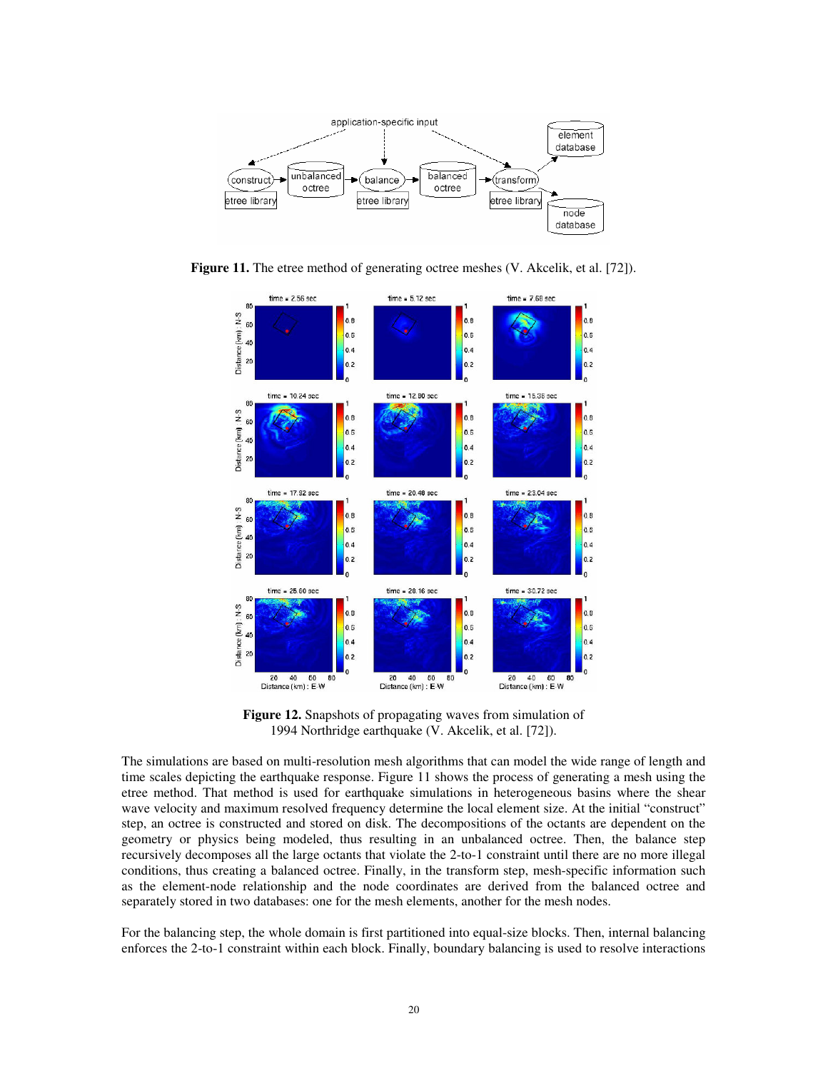**Figure 11.** The etree method of generating octree meshes (V. Akcelik, et al. [72]).

**Figure 12.** Snapshots of propagating waves from simulation of 1994 Northridge earthquake (V. Akcelik, et al. [72]).

The simulations are based on multi-resolution mesh algorithms that can model the wide range of length and time scales depicting the earthquake response. Figure 11 shows the process of generating a mesh using the etree method. That method is used for earthquake simulations in heterogeneous basins where the shear wave velocity and maximum resolved frequency determine the local element size. At the initial "construct" step, an octree is constructed and stored on disk. The decompositions of the octants are dependent on the geometry or physics being modeled, thus resulting in an unbalanced octree. Then, the balance step recursively decomposes all the large octants that violate the 2-to-1 constraint until there are no more illegal conditions, thus creating a balanced octree. Finally, in the transform step, mesh-specific information such as the element-node relationship and the node coordinates are derived from the balanced octree and separately stored in two databases: one for the mesh elements, another for the mesh nodes.

For the balancing step, the whole domain is first partitioned into equal-size blocks. Then, internal balancing enforces the 2-to-1 constraint within each block. Finally, boundary balancing is used to resolve interactions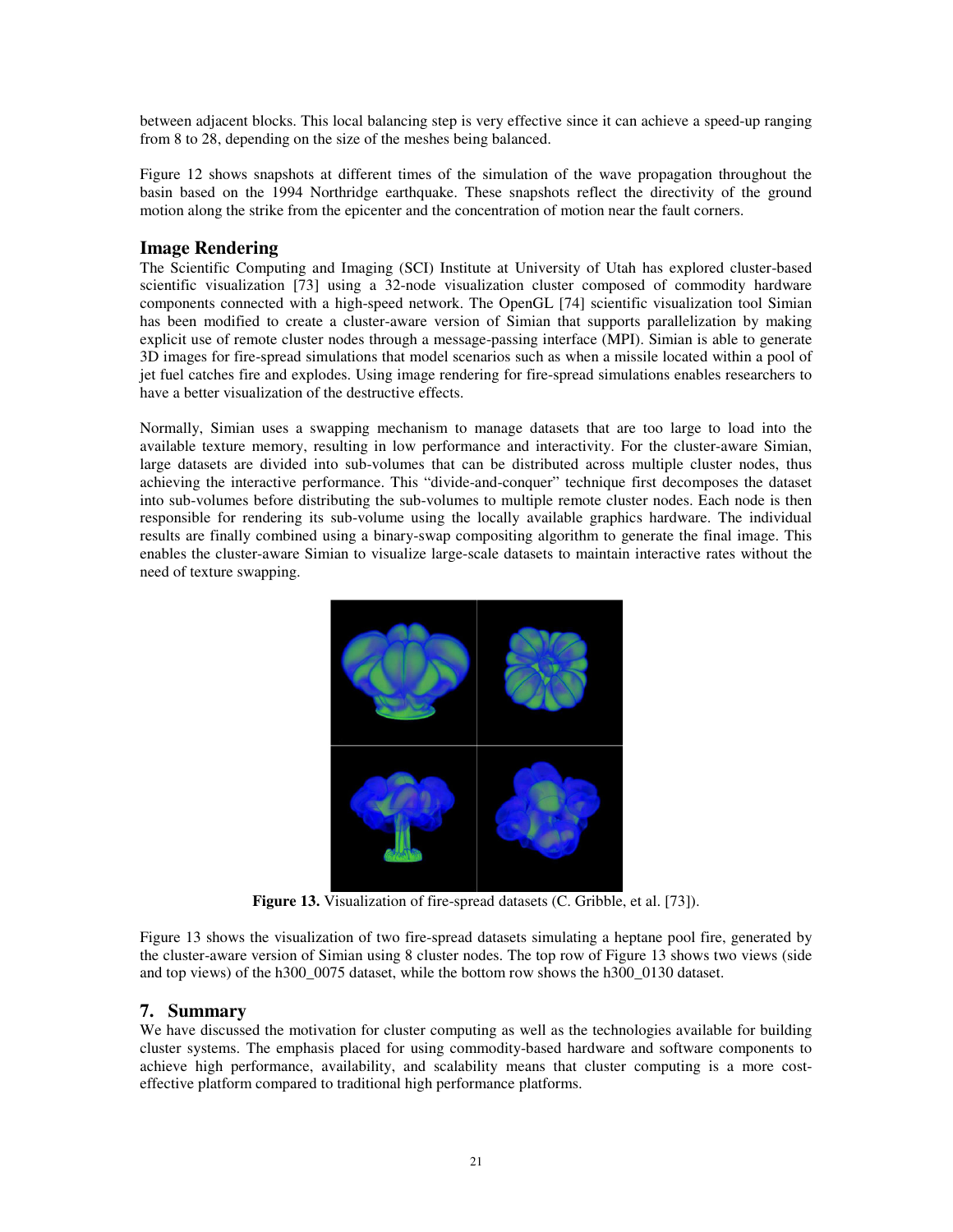between adjacent blocks. This local balancing step is very effective since it can achieve a speed-up ranging from 8 to 28, depending on the size of the meshes being balanced.

Figure 12 shows snapshots at different times of the simulation of the wave propagation throughout the basin based on the 1994 Northridge earthquake. These snapshots reflect the directivity of the ground motion along the strike from the epicenter and the concentration of motion near the fault corners.

### Image Rendering

The Scientific Computing and Imaging (SCI) Institute at University of Utah has explored cluster-based scientific visualization [73] using a 32-node visualization cluster composed of commodity hardware components connected with a high-speed network. The OpenGL [74] scientific visualization tool Simian has been modified to create a cluster-aware version of Simian that supports parallelization by making explicit use of remote cluster nodes through a message-passing interface (MPI). Simian is able to generate 3D images for fire-spread simulations that model scenarios such as when a missile located within a pool of jet fuel catches fire and explodes. Using image rendering for fire-spread simulations enables researchers to have a better visualization of the destructive effects.

Normally, Simian uses a swapping mechanism to manage datasets that are too large to load into the available texture memory, resulting in low performance and interactivity. For the cluster-aware Simian, large datasets are divided into sub-volumes that can be distributed across multiple cluster nodes, thus achieving the interactive performance. This "divide-and-conquer" technique first decomposes the dataset into sub-volumes before distributing the sub-volumes to multiple remote cluster nodes. Each node is then responsible for rendering its sub-volume using the locally available graphics hardware. The individual results are finally combined using a binary-swap compositing algorithm to generate the final image. This enables the cluster-aware Simian to visualize large-scale datasets to maintain interactive rates without the need of texture swapping.

**Figure 13.** Visualization of fire-spread datasets (C. Gribble, et al. [73]).

Figure 13 shows the visualization of two fire-spread datasets simulating a heptane pool fire, generated by the cluster-aware version of Simian using 8 cluster nodes. The top row of Figure 13 shows two views (side and top views) of the h300_0075 dataset, while the bottom row shows the h300_0130 dataset.

## 7. Summary

We have discussed the motivation for cluster computing as well as the technologies available for building cluster systems. The emphasis placed for using commodity-based hardware and software components to achieve high performance, availability, and scalability means that cluster computing is a more cost-effective platform compared to traditional high performance platforms.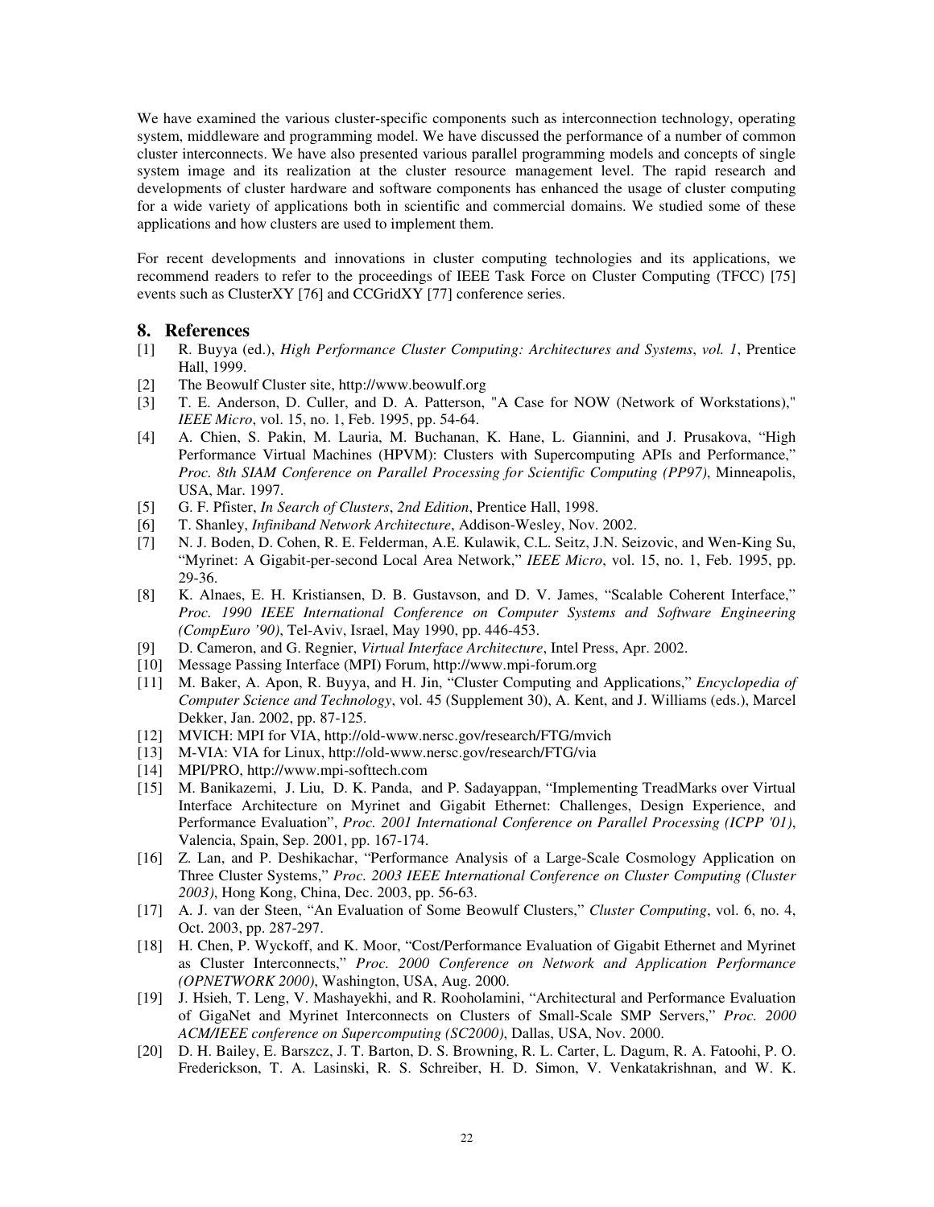We have examined the various cluster-specific components such as interconnection technology, operating system, middleware and programming model. We have discussed the performance of a number of common cluster interconnects. We have also presented various parallel programming models and concepts of single system image and its realization at the cluster resource management level. The rapid research and developments of cluster hardware and software components has enhanced the usage of cluster computing for a wide variety of applications both in scientific and commercial domains. We studied some of these applications and how clusters are used to implement them.

For recent developments and innovations in cluster computing technologies and its applications, we recommend readers to refer to the proceedings of IEEE Task Force on Cluster Computing (TFCC) [75] events such as ClusterXY [76] and CCGridXY [77] conference series.

## 8. References

[1] R. Buyya (ed.), *High Performance Cluster Computing: Architectures and Systems*, *vol. 1*, Prentice Hall, 1999.

[2] The Beowulf Cluster site, http://www.beowulf.org

[3] T. E. Anderson, D. Culler, and D. A. Patterson, "A Case for NOW (Network of Workstations)," *IEEE Micro*, vol. 15, no. 1, Feb. 1995, pp. 54-64.

[4] A. Chien, S. Pakin, M. Lauria, M. Buchanan, K. Hane, L. Giannini, and J. Prusakova, "High Performance Virtual Machines (HPVM): Clusters with Supercomputing APIs and Performance," *Proc. 8th SIAM Conference on Parallel Processing for Scientific Computing (PP97)*, Minneapolis, USA, Mar. 1997.

[5] G. F. Pfister, *In Search of Clusters*, *2nd Edition*, Prentice Hall, 1998.

[6] T. Shanley, *Infiniband Network Architecture*, Addison-Wesley, Nov. 2002.

[7] N. J. Boden, D. Cohen, R. E. Felderman, A.E. Kulawik, C.L. Seitz, J.N. Seizovic, and Wen-King Su, "Myrinet: A Gigabit-per-second Local Area Network," *IEEE Micro*, vol. 15, no. 1, Feb. 1995, pp. 29-36.

[8] K. Alnaes, E. H. Kristiansen, D. B. Gustavson, and D. V. James, "Scalable Coherent Interface," *Proc. 1990 IEEE International Conference on Computer Systems and Software Engineering (CompEuro '90)*, Tel-Aviv, Israel, May 1990, pp. 446-453.

[9] D. Cameron, and G. Regnier, *Virtual Interface Architecture*, Intel Press, Apr. 2002.

[10] Message Passing Interface (MPI) Forum, http://www.mpi-forum.org

[11] M. Baker, A. Apon, R. Buyya, and H. Jin, "Cluster Computing and Applications," *Encyclopedia of Computer Science and Technology*, vol. 45 (Supplement 30), A. Kent, and J. Williams (eds.), Marcel Dekker, Jan. 2002, pp. 87-125.

[12] MVICH: MPI for VIA, http://old-www.nersc.gov/research/FTG/mvich

[13] M-VIA: VIA for Linux, http://old-www.nersc.gov/research/FTG/via

[14] MPI/PRO, http://www.mpi-softtech.com

[15] M. Banikazemi, J. Liu, D. K. Panda, and P. Sadayappan, "Implementing TreadMarks over Virtual Interface Architecture on Myrinet and Gigabit Ethernet: Challenges, Design Experience, and Performance Evaluation", *Proc. 2001 International Conference on Parallel Processing (ICPP '01)*, Valencia, Spain, Sep. 2001, pp. 167-174.

[16] Z. Lan, and P. Deshikachar, "Performance Analysis of a Large-Scale Cosmology Application on Three Cluster Systems," *Proc. 2003 IEEE International Conference on Cluster Computing (Cluster 2003)*, Hong Kong, China, Dec. 2003, pp. 56-63.

[17] A. J. van der Steen, "An Evaluation of Some Beowulf Clusters," *Cluster Computing*, vol. 6, no. 4, Oct. 2003, pp. 287-297.

[18] H. Chen, P. Wyckoff, and K. Moor, "Cost/Performance Evaluation of Gigabit Ethernet and Myrinet as Cluster Interconnects," *Proc. 2000 Conference on Network and Application Performance (OPNETWORK 2000)*, Washington, USA, Aug. 2000.

[19] J. Hsieh, T. Leng, V. Mashayekhi, and R. Rooholamini, "Architectural and Performance Evaluation of GigaNet and Myrinet Interconnects on Clusters of Small-Scale SMP Servers," *Proc. 2000 ACM/IEEE conference on Supercomputing (SC2000)*, Dallas, USA, Nov. 2000.

[20] D. H. Bailey, E. Barszcz, J. T. Barton, D. S. Browning, R. L. Carter, L. Dagum, R. A. Fatoohi, P. O. Frederickson, T. A. Lasinski, R. S. Schreiber, H. D. Simon, V. Venkatakrishnan, and W. K.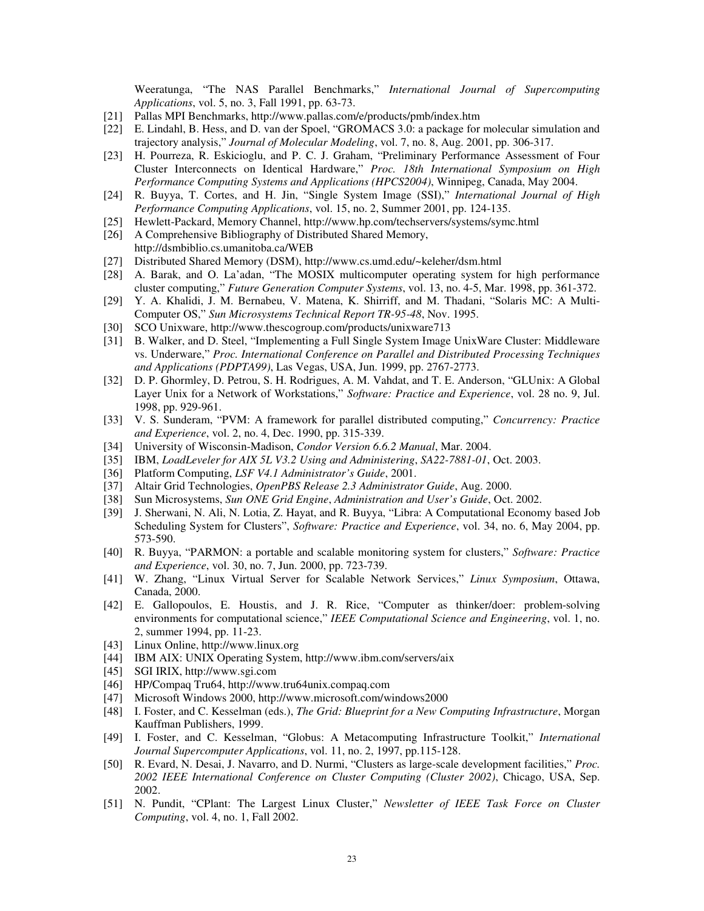Weeratunga, “The NAS Parallel Benchmarks,” *International Journal of Supercomputing Applications*, vol. 5, no. 3, Fall 1991, pp. 63-73.

[21] Pallas MPI Benchmarks, http://www.pallas.com/e/products/pmb/index.htm

[22] E. Lindahl, B. Hess, and D. van der Spoel, “GROMACS 3.0: a package for molecular simulation and trajectory analysis,” *Journal of Molecular Modeling*, vol. 7, no. 8, Aug. 2001, pp. 306-317.

[23] H. Pourreza, R. Eskicioglu, and P. C. J. Graham, “Preliminary Performance Assessment of Four Cluster Interconnects on Identical Hardware,” *Proc. 18th International Symposium on High Performance Computing Systems and Applications (HPCS2004)*, Winnipeg, Canada, May 2004.

[24] R. Buyya, T. Cortes, and H. Jin, “Single System Image (SSI),” *International Journal of High Performance Computing Applications*, vol. 15, no. 2, Summer 2001, pp. 124-135.

[25] Hewlett-Packard, Memory Channel, http://www.hp.com/techservers/systems/symc.html

[26] A Comprehensive Bibliography of Distributed Shared Memory, http://dsmbiblio.cs.umanitoba.ca/WEB

[27] Distributed Shared Memory (DSM), http://www.cs.umd.edu/~keleher/dsm.html

[28] A. Barak, and O. La’adan, “The MOSIX multicomputer operating system for high performance cluster computing,” *Future Generation Computer Systems*, vol. 13, no. 4-5, Mar. 1998, pp. 361-372.

[29] Y. A. Khalidi, J. M. Bernabeu, V. Matena, K. Shirriff, and M. Thadani, “Solaris MC: A Multi-Computer OS,” *Sun Microsystems Technical Report TR-95-48*, Nov. 1995.

[30] SCO Unixware, http://www.thescogroup.com/products/unixware713

[31] B. Walker, and D. Steel, “Implementing a Full Single System Image UnixWare Cluster: Middleware vs. Underware,” *Proc. International Conference on Parallel and Distributed Processing Techniques and Applications (PDPTA99)*, Las Vegas, USA, Jun. 1999, pp. 2767-2773.

[32] D. P. Ghormley, D. Petrou, S. H. Rodrigues, A. M. Vahdat, and T. E. Anderson, “GLUnix: A Global Layer Unix for a Network of Workstations,” *Software: Practice and Experience*, vol. 28 no. 9, Jul. 1998, pp. 929-961.

[33] V. S. Sunderam, “PVM: A framework for parallel distributed computing,” *Concurrency: Practice and Experience*, vol. 2, no. 4, Dec. 1990, pp. 315-339.

[34] University of Wisconsin-Madison, *Condor Version 6.6.2 Manual*, Mar. 2004.

[35] IBM, *LoadLeveler for AIX 5L V3.2 Using and Administering*, *SA22-7881-01*, Oct. 2003.

[36] Platform Computing, *LSF V4.1 Administrator’s Guide*, 2001.

[37] Altair Grid Technologies, *OpenPBS Release 2.3 Administrator Guide*, Aug. 2000.

[38] Sun Microsystems, *Sun ONE Grid Engine*, *Administration and User’s Guide*, Oct. 2002.

[39] J. Sherwani, N. Ali, N. Lotia, Z. Hayat, and R. Buyya, “Libra: A Computational Economy based Job Scheduling System for Clusters”, *Software: Practice and Experience*, vol. 34, no. 6, May 2004, pp. 573-590.

[40] R. Buyya, “PARMON: a portable and scalable monitoring system for clusters,” *Software: Practice and Experience*, vol. 30, no. 7, Jun. 2000, pp. 723-739.

[41] W. Zhang, “Linux Virtual Server for Scalable Network Services,” *Linux Symposium*, Ottawa, Canada, 2000.

[42] E. Gallopoulos, E. Houstis, and J. R. Rice, “Computer as thinker/doer: problem-solving environments for computational science,” *IEEE Computational Science and Engineering*, vol. 1, no. 2, summer 1994, pp. 11-23.

[43] Linux Online, http://www.linux.org

[44] IBM AIX: UNIX Operating System, http://www.ibm.com/servers/aix

[45] SGI IRIX, http://www.sgi.com

[46] HP/Compaq Tru64, http://www.tru64unix.compaq.com

[47] Microsoft Windows 2000, http://www.microsoft.com/windows2000

[48] I. Foster, and C. Kesselman (eds.), *The Grid: Blueprint for a New Computing Infrastructure*, Morgan Kauffman Publishers, 1999.

[49] I. Foster, and C. Kesselman, “Globus: A Metacomputing Infrastructure Toolkit,” *International Journal Supercomputer Applications*, vol. 11, no. 2, 1997, pp.115-128.

[50] R. Evard, N. Desai, J. Navarro, and D. Nurmi, “Clusters as large-scale development facilities,” *Proc. 2002 IEEE International Conference on Cluster Computing (Cluster 2002)*, Chicago, USA, Sep. 2002.

[51] N. Pundit, “CPlant: The Largest Linux Cluster,” *Newsletter of IEEE Task Force on Cluster Computing*, vol. 4, no. 1, Fall 2002.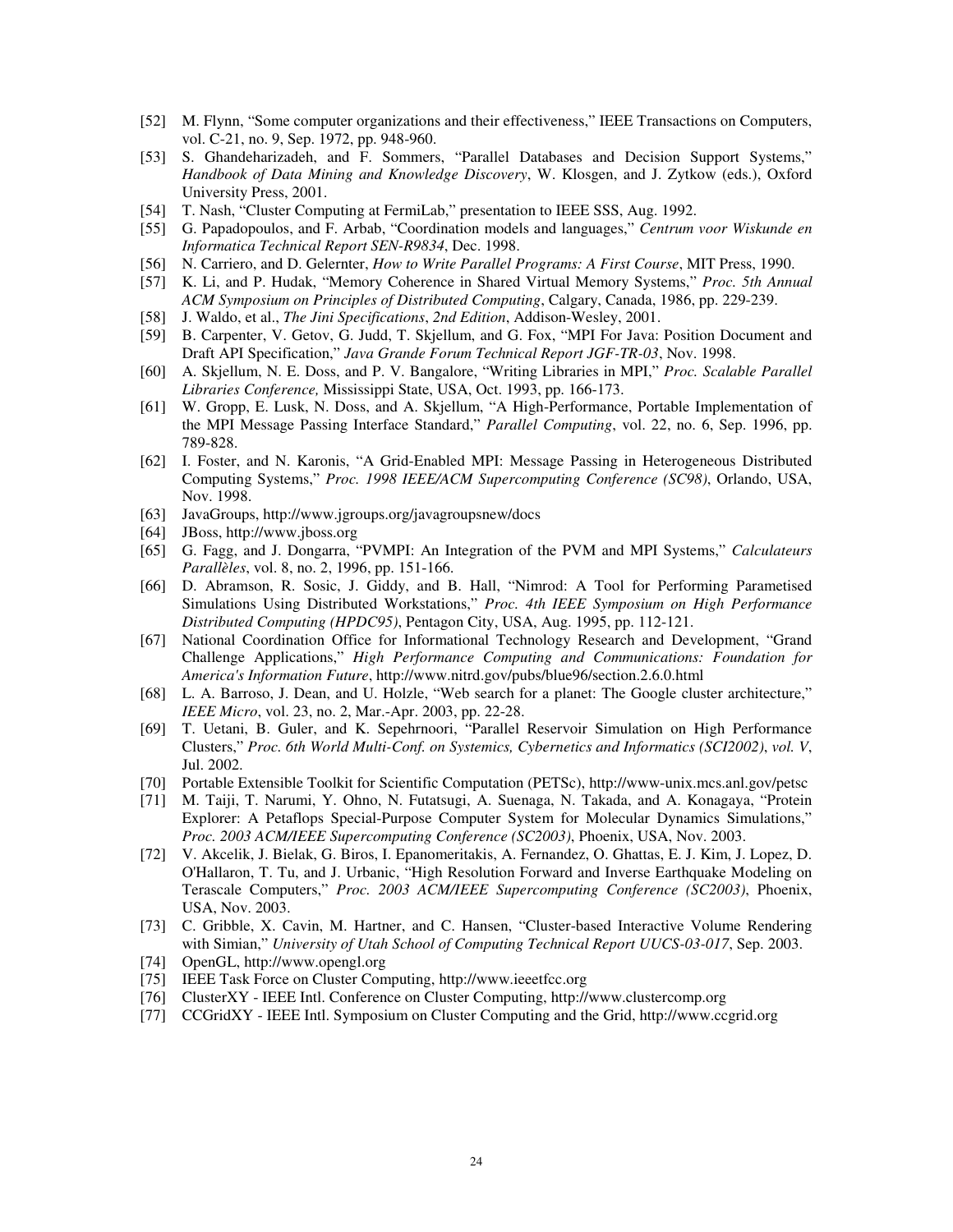[52] M. Flynn, "Some computer organizations and their effectiveness," IEEE Transactions on Computers, vol. C-21, no. 9, Sep. 1972, pp. 948-960.

[53] S. Ghandeharizadeh, and F. Sommers, "Parallel Databases and Decision Support Systems," *Handbook of Data Mining and Knowledge Discovery*, W. Klosgen, and J. Zytkow (eds.), Oxford University Press, 2001.

[54] T. Nash, "Cluster Computing at FermiLab," presentation to IEEE SSS, Aug. 1992.

[55] G. Papadopoulos, and F. Arbab, "Coordination models and languages," *Centrum voor Wiskunde en Informatica Technical Report SEN-R9834*, Dec. 1998.

[56] N. Carriero, and D. Gelernter, *How to Write Parallel Programs: A First Course*, MIT Press, 1990.

[57] K. Li, and P. Hudak, "Memory Coherence in Shared Virtual Memory Systems," *Proc. 5th Annual ACM Symposium on Principles of Distributed Computing*, Calgary, Canada, 1986, pp. 229-239.

[58] J. Waldo, et al., *The Jini Specifications*, *2nd Edition*, Addison-Wesley, 2001.

[59] B. Carpenter, V. Getov, G. Judd, T. Skjellum, and G. Fox, "MPI For Java: Position Document and Draft API Specification," *Java Grande Forum Technical Report JGF-TR-03*, Nov. 1998.

[60] A. Skjellum, N. E. Doss, and P. V. Bangalore, "Writing Libraries in MPI," *Proc. Scalable Parallel Libraries Conference,* Mississippi State, USA, Oct. 1993, pp. 166-173.

[61] W. Gropp, E. Lusk, N. Doss, and A. Skjellum, "A High-Performance, Portable Implementation of the MPI Message Passing Interface Standard," *Parallel Computing*, vol. 22, no. 6, Sep. 1996, pp. 789-828.

[62] I. Foster, and N. Karonis, "A Grid-Enabled MPI: Message Passing in Heterogeneous Distributed Computing Systems," *Proc. 1998 IEEE/ACM Supercomputing Conference (SC98)*, Orlando, USA, Nov. 1998.

[63] JavaGroups, http://www.jgroups.org/javagroupsnew/docs

[64] JBoss, http://www.jboss.org

[65] G. Fagg, and J. Dongarra, "PVMPI: An Integration of the PVM and MPI Systems," *Calculateurs Parallèles*, vol. 8, no. 2, 1996, pp. 151-166.

[66] D. Abramson, R. Sosic, J. Giddy, and B. Hall, "Nimrod: A Tool for Performing Parametised Simulations Using Distributed Workstations," *Proc. 4th IEEE Symposium on High Performance Distributed Computing (HPDC95)*, Pentagon City, USA, Aug. 1995, pp. 112-121.

[67] National Coordination Office for Informational Technology Research and Development, "Grand Challenge Applications," *High Performance Computing and Communications: Foundation for America's Information Future*, http://www.nitrd.gov/pubs/blue96/section.2.6.0.html

[68] L. A. Barroso, J. Dean, and U. Holzle, "Web search for a planet: The Google cluster architecture," *IEEE Micro*, vol. 23, no. 2, Mar.-Apr. 2003, pp. 22-28.

[69] T. Uetani, B. Guler, and K. Sepehrnoori, "Parallel Reservoir Simulation on High Performance Clusters," *Proc. 6th World Multi-Conf. on Systemics, Cybernetics and Informatics (SCI2002)*, *vol. V*, Jul. 2002.

[70] Portable Extensible Toolkit for Scientific Computation (PETSc), http://www-unix.mcs.anl.gov/petsc

[71] M. Taiji, T. Narumi, Y. Ohno, N. Futatsugi, A. Suenaga, N. Takada, and A. Konagaya, "Protein Explorer: A Petaflops Special-Purpose Computer System for Molecular Dynamics Simulations," *Proc. 2003 ACM/IEEE Supercomputing Conference (SC2003)*, Phoenix, USA, Nov. 2003.

[72] V. Akcelik, J. Bielak, G. Biros, I. Epanomeritakis, A. Fernandez, O. Ghattas, E. J. Kim, J. Lopez, D. O'Hallaron, T. Tu, and J. Urbanic, "High Resolution Forward and Inverse Earthquake Modeling on Terascale Computers," *Proc. 2003 ACM/IEEE Supercomputing Conference (SC2003)*, Phoenix, USA, Nov. 2003.

[73] C. Gribble, X. Cavin, M. Hartner, and C. Hansen, "Cluster-based Interactive Volume Rendering with Simian," *University of Utah School of Computing Technical Report UUCS-03-017*, Sep. 2003.

[74] OpenGL, http://www.opengl.org

[75] IEEE Task Force on Cluster Computing, http://www.ieeetfcc.org

[76] ClusterXY - IEEE Intl. Conference on Cluster Computing, http://www.clustercomp.org

[77] CCGridXY - IEEE Intl. Symposium on Cluster Computing and the Grid, http://www.ccgrid.org